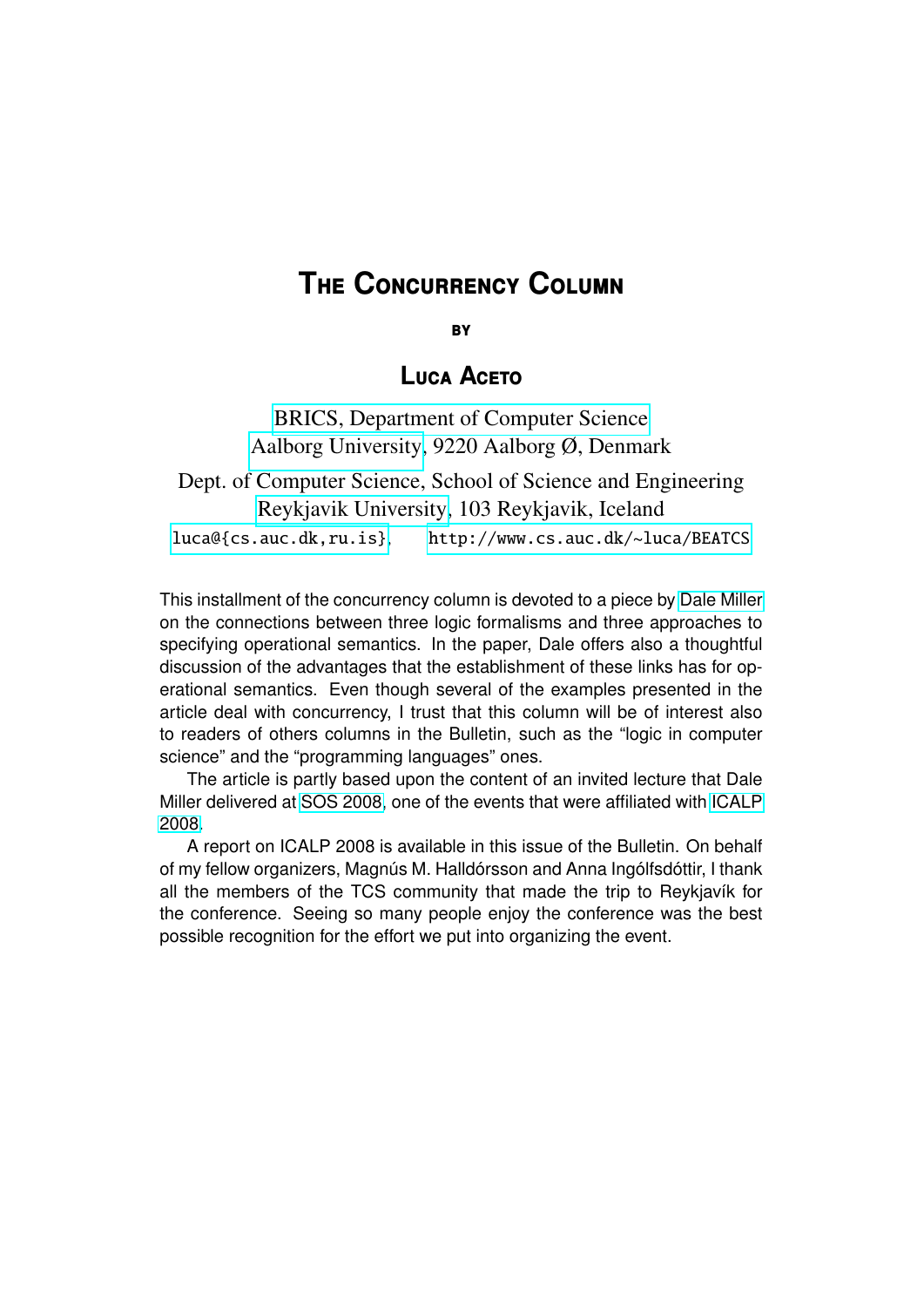# The Concurrency Column

by

## Luca Aceto

BRICS, Department of Computer Science
Aalborg University, 9220 Aalborg Ø, Denmark

Dept. of Computer Science, School of Science and Engineering
Reykjavik University, 103 Reykjavik, Iceland

luca@{cs.auc.dk,ru.is}, http://www.cs.auc.dk/~luca/BEATCS

This installment of the concurrency column is devoted to a piece by Dale Miller on the connections between three logic formalisms and three approaches to specifying operational semantics. In the paper, Dale offers also a thoughtful discussion of the advantages that the establishment of these links has for operational semantics. Even though several of the examples presented in the article deal with concurrency, I trust that this column will be of interest also to readers of others columns in the Bulletin, such as the "logic in computer science" and the "programming languages" ones.

The article is partly based upon the content of an invited lecture that Dale Miller delivered at SOS 2008, one of the events that were affiliated with ICALP 2008.

A report on ICALP 2008 is available in this issue of the Bulletin. On behalf of my fellow organizers, Magnús M. Halldórsson and Anna Ingólfsdóttir, I thank all the members of the TCS community that made the trip to Reykjavík for the conference. Seeing so many people enjoy the conference was the best possible recognition for the effort we put into organizing the event.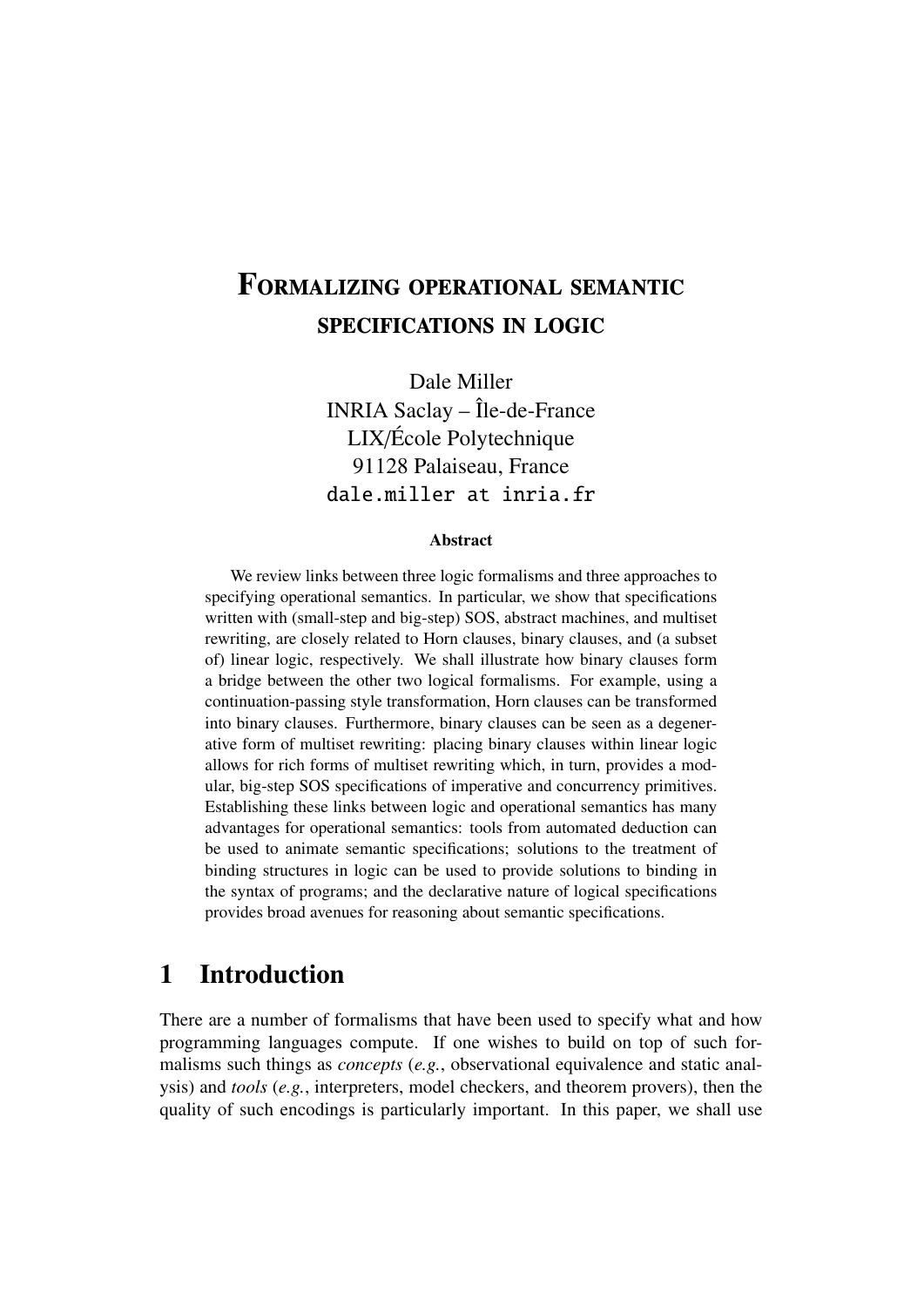# Formalizing operational semantic specifications in logic

Dale Miller
INRIA Saclay – Île-de-France
LIX/École Polytechnique
91128 Palaiseau, France
dale.miller at inria.fr

### Abstract

We review links between three logic formalisms and three approaches to specifying operational semantics. In particular, we show that specifications written with (small-step and big-step) SOS, abstract machines, and multiset rewriting, are closely related to Horn clauses, binary clauses, and (a subset of) linear logic, respectively. We shall illustrate how binary clauses form a bridge between the other two logical formalisms. For example, using a continuation-passing style transformation, Horn clauses can be transformed into binary clauses. Furthermore, binary clauses can be seen as a degenerative form of multiset rewriting: placing binary clauses within linear logic allows for rich forms of multiset rewriting which, in turn, provides a modular, big-step SOS specifications of imperative and concurrency primitives. Establishing these links between logic and operational semantics has many advantages for operational semantics: tools from automated deduction can be used to animate semantic specifications; solutions to the treatment of binding structures in logic can be used to provide solutions to binding in the syntax of programs; and the declarative nature of logical specifications provides broad avenues for reasoning about semantic specifications.

## 1 Introduction

There are a number of formalisms that have been used to specify what and how programming languages compute. If one wishes to build on top of such formalisms such things as *concepts* (*e.g.*, observational equivalence and static analysis) and *tools* (*e.g.*, interpreters, model checkers, and theorem provers), then the quality of such encodings is particularly important. In this paper, we shall use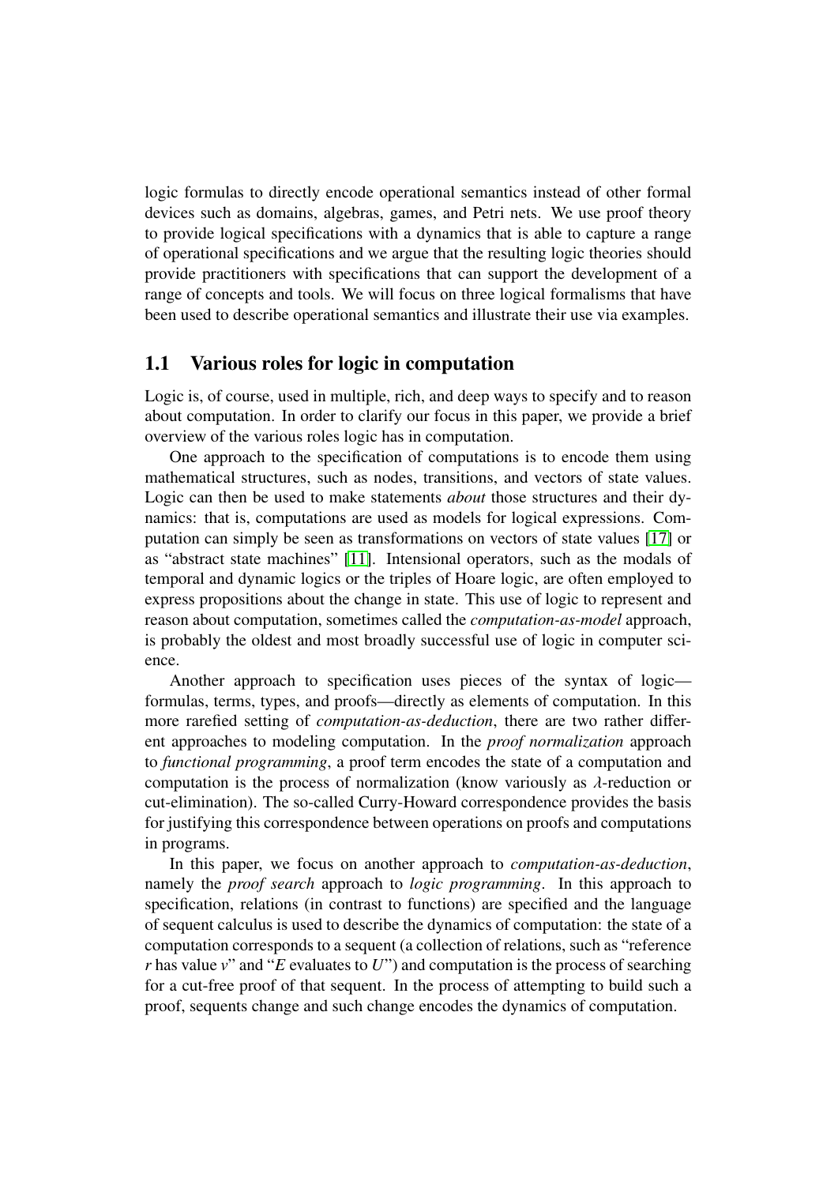logic formulas to directly encode operational semantics instead of other formal devices such as domains, algebras, games, and Petri nets. We use proof theory to provide logical specifications with a dynamics that is able to capture a range of operational specifications and we argue that the resulting logic theories should provide practitioners with specifications that can support the development of a range of concepts and tools. We will focus on three logical formalisms that have been used to describe operational semantics and illustrate their use via examples.

## 1.1 Various roles for logic in computation

Logic is, of course, used in multiple, rich, and deep ways to specify and to reason about computation. In order to clarify our focus in this paper, we provide a brief overview of the various roles logic has in computation.

One approach to the specification of computations is to encode them using mathematical structures, such as nodes, transitions, and vectors of state values. Logic can then be used to make statements *about* those structures and their dynamics: that is, computations are used as models for logical expressions. Computation can simply be seen as transformations on vectors of state values [17] or as "abstract state machines" [11]. Intensional operators, such as the modals of temporal and dynamic logics or the triples of Hoare logic, are often employed to express propositions about the change in state. This use of logic to represent and reason about computation, sometimes called the *computation-as-model* approach, is probably the oldest and most broadly successful use of logic in computer science.

Another approach to specification uses pieces of the syntax of logic—formulas, terms, types, and proofs—directly as elements of computation. In this more rarefied setting of *computation-as-deduction*, there are two rather different approaches to modeling computation. In the *proof normalization* approach to *functional programming*, a proof term encodes the state of a computation and computation is the process of normalization (know variously as $\lambda$-reduction or cut-elimination). The so-called Curry-Howard correspondence provides the basis for justifying this correspondence between operations on proofs and computations in programs.

In this paper, we focus on another approach to *computation-as-deduction*, namely the *proof search* approach to *logic programming*. In this approach to specification, relations (in contrast to functions) are specified and the language of sequent calculus is used to describe the dynamics of computation: the state of a computation corresponds to a sequent (a collection of relations, such as "reference $r$ has value $v$" and "$E$ evaluates to $U$") and computation is the process of searching for a cut-free proof of that sequent. In the process of attempting to build such a proof, sequents change and such change encodes the dynamics of computation.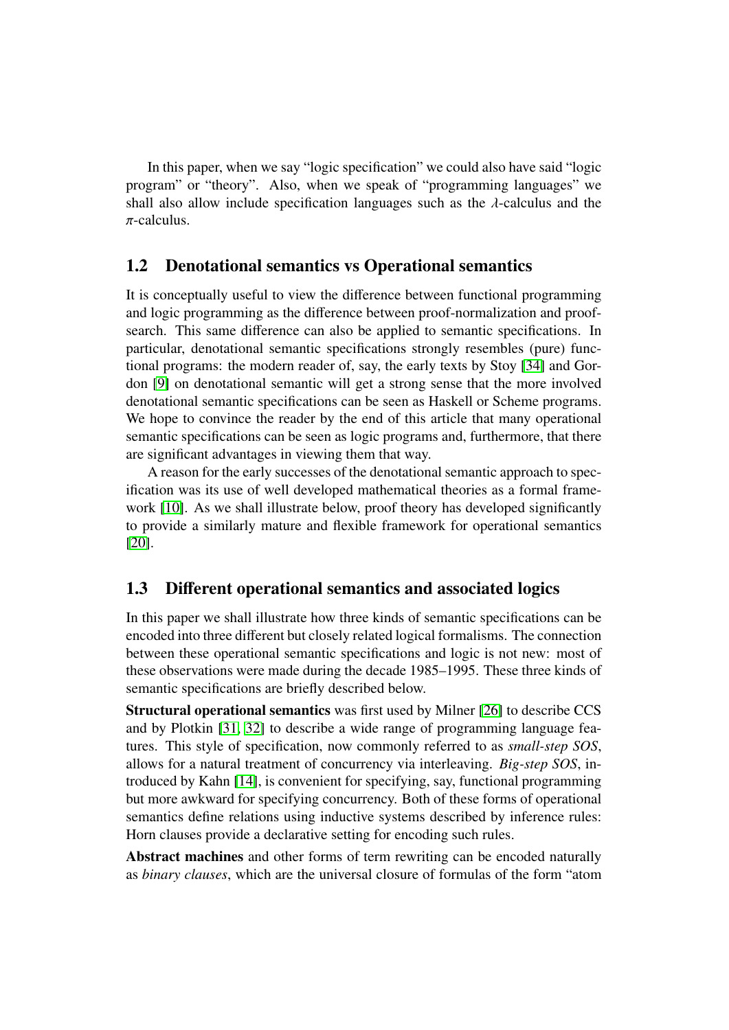In this paper, when we say “logic specification” we could also have said “logic program” or “theory”. Also, when we speak of “programming languages” we shall also allow include specification languages such as the $\lambda$-calculus and the $\pi$-calculus.

## 1.2 Denotational semantics vs Operational semantics

It is conceptually useful to view the difference between functional programming and logic programming as the difference between proof-normalization and proof-search. This same difference can also be applied to semantic specifications. In particular, denotational semantic specifications strongly resembles (pure) functional programs: the modern reader of, say, the early texts by Stoy [34] and Gordon [9] on denotational semantic will get a strong sense that the more involved denotational semantic specifications can be seen as Haskell or Scheme programs. We hope to convince the reader by the end of this article that many operational semantic specifications can be seen as logic programs and, furthermore, that there are significant advantages in viewing them that way.

A reason for the early successes of the denotational semantic approach to specification was its use of well developed mathematical theories as a formal framework [10]. As we shall illustrate below, proof theory has developed significantly to provide a similarly mature and flexible framework for operational semantics [20].

## 1.3 Different operational semantics and associated logics

In this paper we shall illustrate how three kinds of semantic specifications can be encoded into three different but closely related logical formalisms. The connection between these operational semantic specifications and logic is not new: most of these observations were made during the decade 1985–1995. These three kinds of semantic specifications are briefly described below.

**Structural operational semantics** was first used by Milner [26] to describe CCS and by Plotkin [31, 32] to describe a wide range of programming language features. This style of specification, now commonly referred to as *small-step SOS*, allows for a natural treatment of concurrency via interleaving. *Big-step SOS*, introduced by Kahn [14], is convenient for specifying, say, functional programming but more awkward for specifying concurrency. Both of these forms of operational semantics define relations using inductive systems described by inference rules: Horn clauses provide a declarative setting for encoding such rules.

**Abstract machines** and other forms of term rewriting can be encoded naturally as *binary clauses*, which are the universal closure of formulas of the form “atom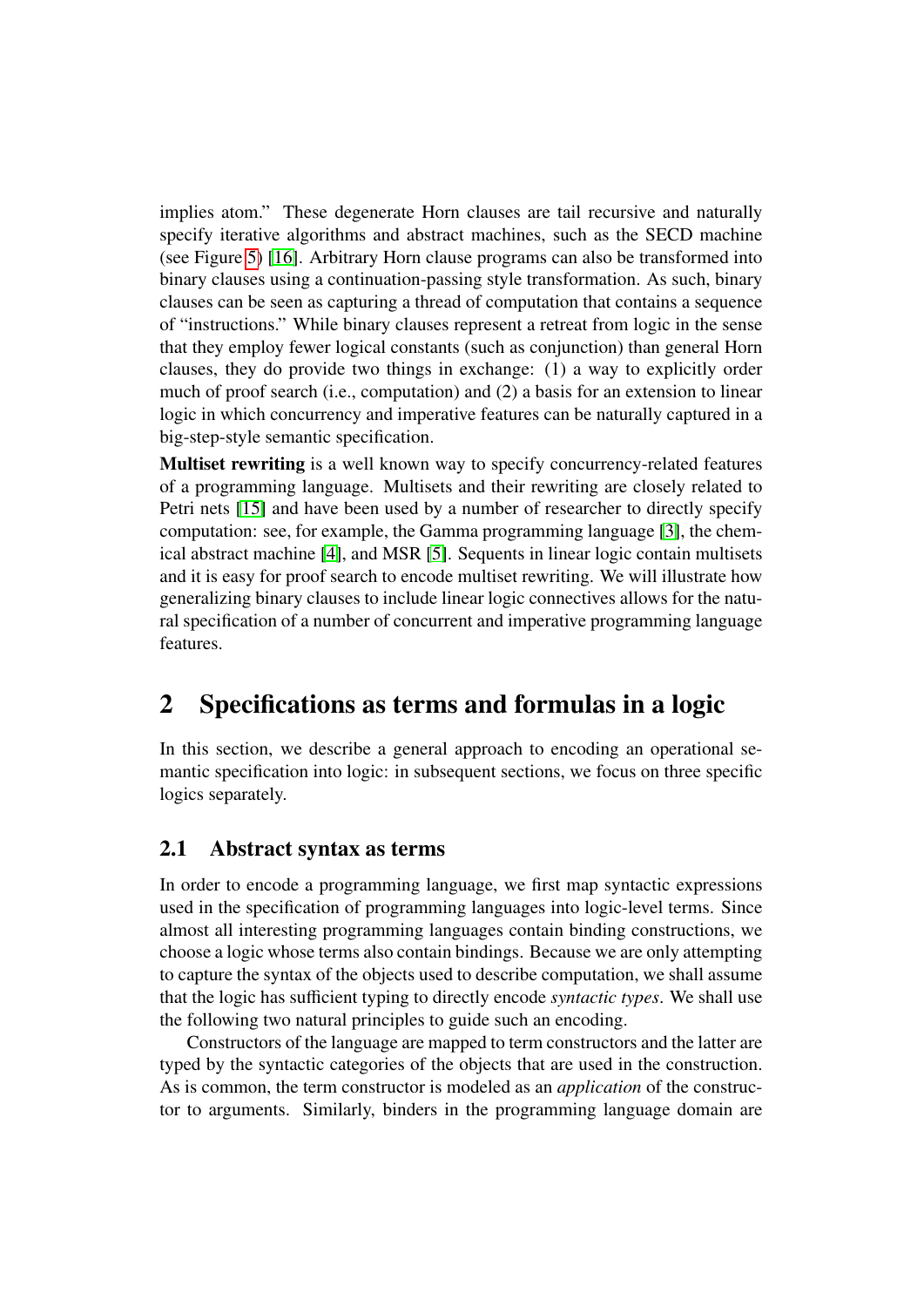implies atom." These degenerate Horn clauses are tail recursive and naturally specify iterative algorithms and abstract machines, such as the SECD machine (see Figure 5) [16]. Arbitrary Horn clause programs can also be transformed into binary clauses using a continuation-passing style transformation. As such, binary clauses can be seen as capturing a thread of computation that contains a sequence of "instructions." While binary clauses represent a retreat from logic in the sense that they employ fewer logical constants (such as conjunction) than general Horn clauses, they do provide two things in exchange: (1) a way to explicitly order much of proof search (i.e., computation) and (2) a basis for an extension to linear logic in which concurrency and imperative features can be naturally captured in a big-step-style semantic specification.

**Multiset rewriting** is a well known way to specify concurrency-related features of a programming language. Multisets and their rewriting are closely related to Petri nets [15] and have been used by a number of researcher to directly specify computation: see, for example, the Gamma programming language [3], the chemical abstract machine [4], and MSR [5]. Sequents in linear logic contain multisets and it is easy for proof search to encode multiset rewriting. We will illustrate how generalizing binary clauses to include linear logic connectives allows for the natural specification of a number of concurrent and imperative programming language features.

## 2 Specifications as terms and formulas in a logic

In this section, we describe a general approach to encoding an operational semantic specification into logic: in subsequent sections, we focus on three specific logics separately.

### 2.1 Abstract syntax as terms

In order to encode a programming language, we first map syntactic expressions used in the specification of programming languages into logic-level terms. Since almost all interesting programming languages contain binding constructions, we choose a logic whose terms also contain bindings. Because we are only attempting to capture the syntax of the objects used to describe computation, we shall assume that the logic has sufficient typing to directly encode *syntactic types*. We shall use the following two natural principles to guide such an encoding.

Constructors of the language are mapped to term constructors and the latter are typed by the syntactic categories of the objects that are used in the construction. As is common, the term constructor is modeled as an *application* of the constructor to arguments. Similarly, binders in the programming language domain are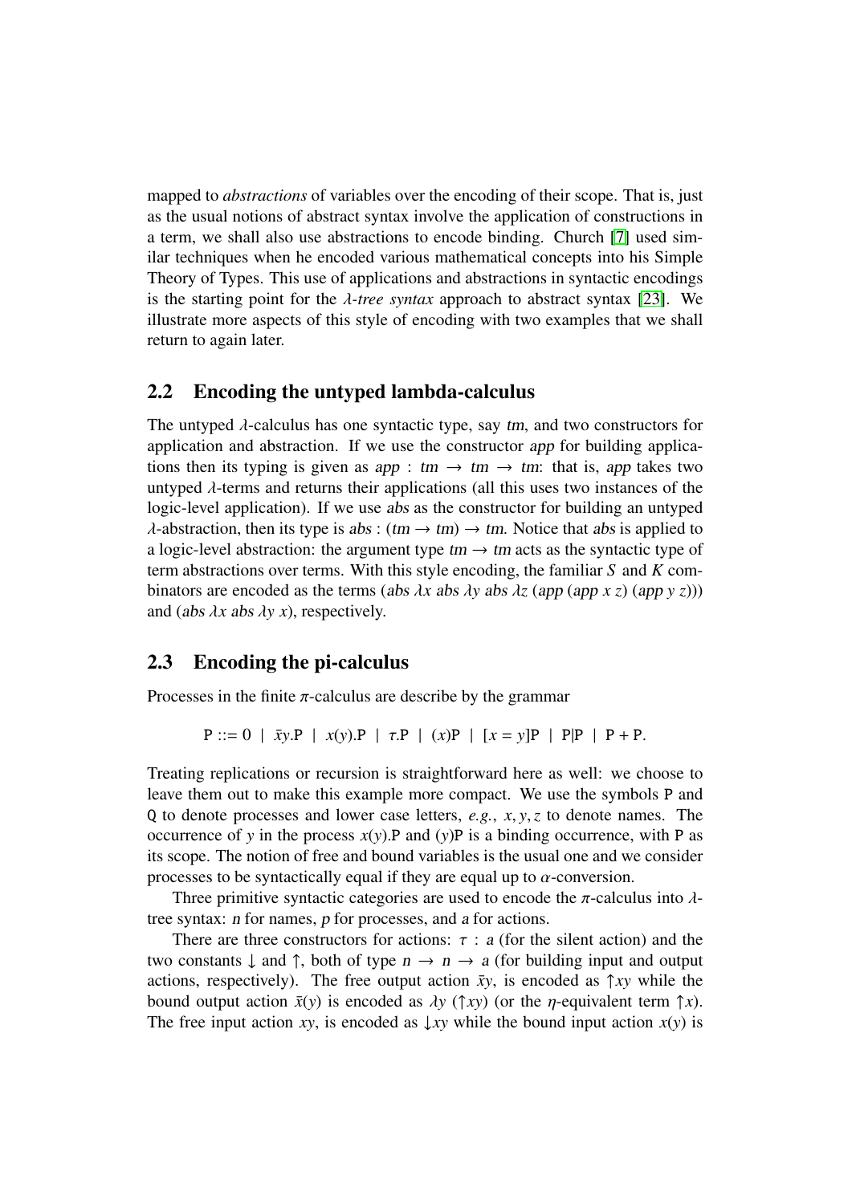mapped to *abstractions* of variables over the encoding of their scope. That is, just as the usual notions of abstract syntax involve the application of constructions in a term, we shall also use abstractions to encode binding. Church [7] used similar techniques when he encoded various mathematical concepts into his Simple Theory of Types. This use of applications and abstractions in syntactic encodings is the starting point for the $\lambda$*-tree syntax* approach to abstract syntax [23]. We illustrate more aspects of this style of encoding with two examples that we shall return to again later.

## 2.2 Encoding the untyped lambda-calculus

The untyped $\lambda$-calculus has one syntactic type, say $tm$, and two constructors for application and abstraction. If we use the constructor $app$ for building applications then its typing is given as $app : tm \to tm \to tm$: that is, $app$ takes two untyped $\lambda$-terms and returns their applications (all this uses two instances of the logic-level application). If we use $abs$ as the constructor for building an untyped $\lambda$-abstraction, then its type is $abs : (tm \to tm) \to tm$. Notice that $abs$ is applied to a logic-level abstraction: the argument type $tm \to tm$ acts as the syntactic type of term abstractions over terms. With this style encoding, the familiar $S$ and $K$ combinators are encoded as the terms ($abs\ \lambda x\ abs\ \lambda y\ abs\ \lambda z\ (app\ (app\ x\ z)\ (app\ y\ z))$) and ($abs\ \lambda x\ abs\ \lambda y\ x$), respectively.

## 2.3 Encoding the pi-calculus

Processes in the finite $\pi$-calculus are describe by the grammar

$$\mathtt{P} ::= 0 \mid \bar{x}y.\mathtt{P} \mid x(y).\mathtt{P} \mid \tau.\mathtt{P} \mid (x)\mathtt{P} \mid [x = y]\mathtt{P} \mid \mathtt{P}|\mathtt{P} \mid \mathtt{P} + \mathtt{P}.$$

Treating replications or recursion is straightforward here as well: we choose to leave them out to make this example more compact. We use the symbols $\mathtt{P}$ and $\mathtt{Q}$ to denote processes and lower case letters, *e.g.*, $x, y, z$ to denote names. The occurrence of $y$ in the process $x(y).\mathtt{P}$ and $(y)\mathtt{P}$ is a binding occurrence, with $\mathtt{P}$ as its scope. The notion of free and bound variables is the usual one and we consider processes to be syntactically equal if they are equal up to $\alpha$-conversion.

Three primitive syntactic categories are used to encode the $\pi$-calculus into $\lambda$-tree syntax: $n$ for names, $p$ for processes, and $a$ for actions.

There are three constructors for actions: $\tau : a$ (for the silent action) and the two constants $\downarrow$ and $\uparrow$, both of type $n \to n \to a$ (for building input and output actions, respectively). The free output action $\bar{x}y$, is encoded as $\uparrow xy$ while the bound output action $\bar{x}(y)$ is encoded as $\lambda y\ (\uparrow xy)$ (or the $\eta$-equivalent term $\uparrow x$). The free input action $xy$, is encoded as $\downarrow xy$ while the bound input action $x(y)$ is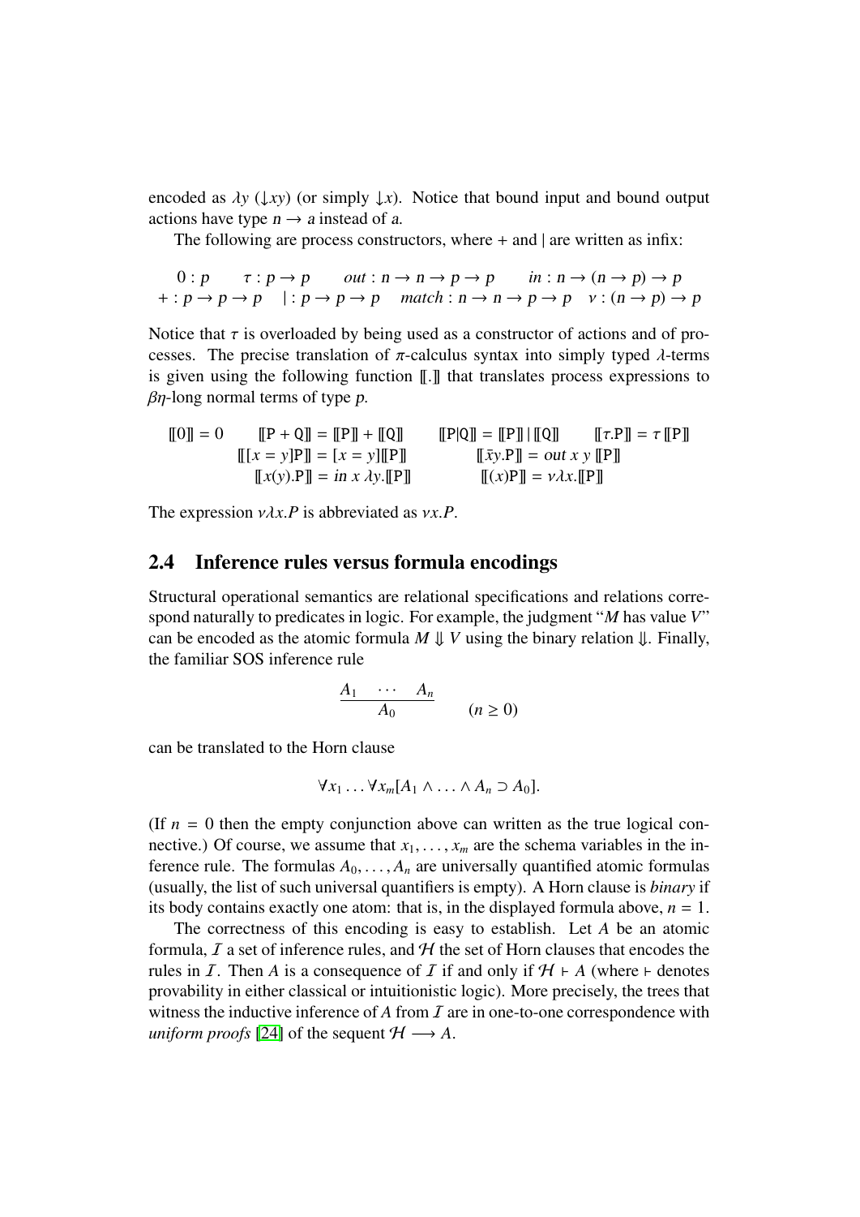encoded as $\lambda y\ (\downarrow xy)$ (or simply $\downarrow x$). Notice that bound input and bound output actions have type $n \rightarrow a$ instead of $a$.

The following are process constructors, where $+$ and $|$ are written as infix:

$$
\begin{array}{cccc}
0 : p & \tau : p \rightarrow p & out : n \rightarrow n \rightarrow p \rightarrow p & in : n \rightarrow (n \rightarrow p) \rightarrow p \\
+ : p \rightarrow p \rightarrow p & | : p \rightarrow p \rightarrow p & match : n \rightarrow n \rightarrow p \rightarrow p & \nu : (n \rightarrow p) \rightarrow p
\end{array}
$$

Notice that $\tau$ is overloaded by being used as a constructor of actions and of processes. The precise translation of $\pi$-calculus syntax into simply typed $\lambda$-terms is given using the following function $[\![.]\!]$ that translates process expressions to $\beta\eta$-long normal terms of type $p$.

$$
\begin{array}{cccc}
[\![0]\!] = 0 & [\![\mathrm{P} + \mathrm{Q}]\!] = [\![\mathrm{P}]\!] + [\![\mathrm{Q}]\!] & [\![\mathrm{P}|\mathrm{Q}]\!] = [\![\mathrm{P}]\!] \,|\, [\![\mathrm{Q}]\!] & [\![\tau.\mathrm{P}]\!] = \tau\, [\![\mathrm{P}]\!] \\
& [\![[x = y]\mathrm{P}]\!] = [x = y][\![\mathrm{P}]\!] & [\![\bar{x}y.\mathrm{P}]\!] = out\ x\ y\ [\![\mathrm{P}]\!] & \\
& [\![x(y).\mathrm{P}]\!] = in\ x\ \lambda y.[\![\mathrm{P}]\!] & [\![(x)\mathrm{P}]\!] = \nu\lambda x.[\![\mathrm{P}]\!] &
\end{array}
$$

The expression $\nu\lambda x.P$ is abbreviated as $\nu x.P$.

## 2.4 Inference rules versus formula encodings

Structural operational semantics are relational specifications and relations correspond naturally to predicates in logic. For example, the judgment "$M$ has value $V$" can be encoded as the atomic formula $M \Downarrow V$ using the binary relation $\Downarrow$. Finally, the familiar SOS inference rule

$$
\frac{A_1 \quad \cdots \quad A_n}{A_0} \qquad (n \geq 0)
$$

can be translated to the Horn clause

$$
\forall x_1 \ldots \forall x_m [A_1 \wedge \ldots \wedge A_n \supset A_0].
$$

(If $n = 0$ then the empty conjunction above can written as the true logical connective.) Of course, we assume that $x_1, \ldots, x_m$ are the schema variables in the inference rule. The formulas $A_0, \ldots, A_n$ are universally quantified atomic formulas (usually, the list of such universal quantifiers is empty). A Horn clause is *binary* if its body contains exactly one atom: that is, in the displayed formula above, $n = 1$.

The correctness of this encoding is easy to establish. Let $A$ be an atomic formula, $\mathcal{I}$ a set of inference rules, and $\mathcal{H}$ the set of Horn clauses that encodes the rules in $\mathcal{I}$. Then $A$ is a consequence of $\mathcal{I}$ if and only if $\mathcal{H} \vdash A$ (where $\vdash$ denotes provability in either classical or intuitionistic logic). More precisely, the trees that witness the inductive inference of $A$ from $\mathcal{I}$ are in one-to-one correspondence with *uniform proofs* [24] of the sequent $\mathcal{H} \longrightarrow A$.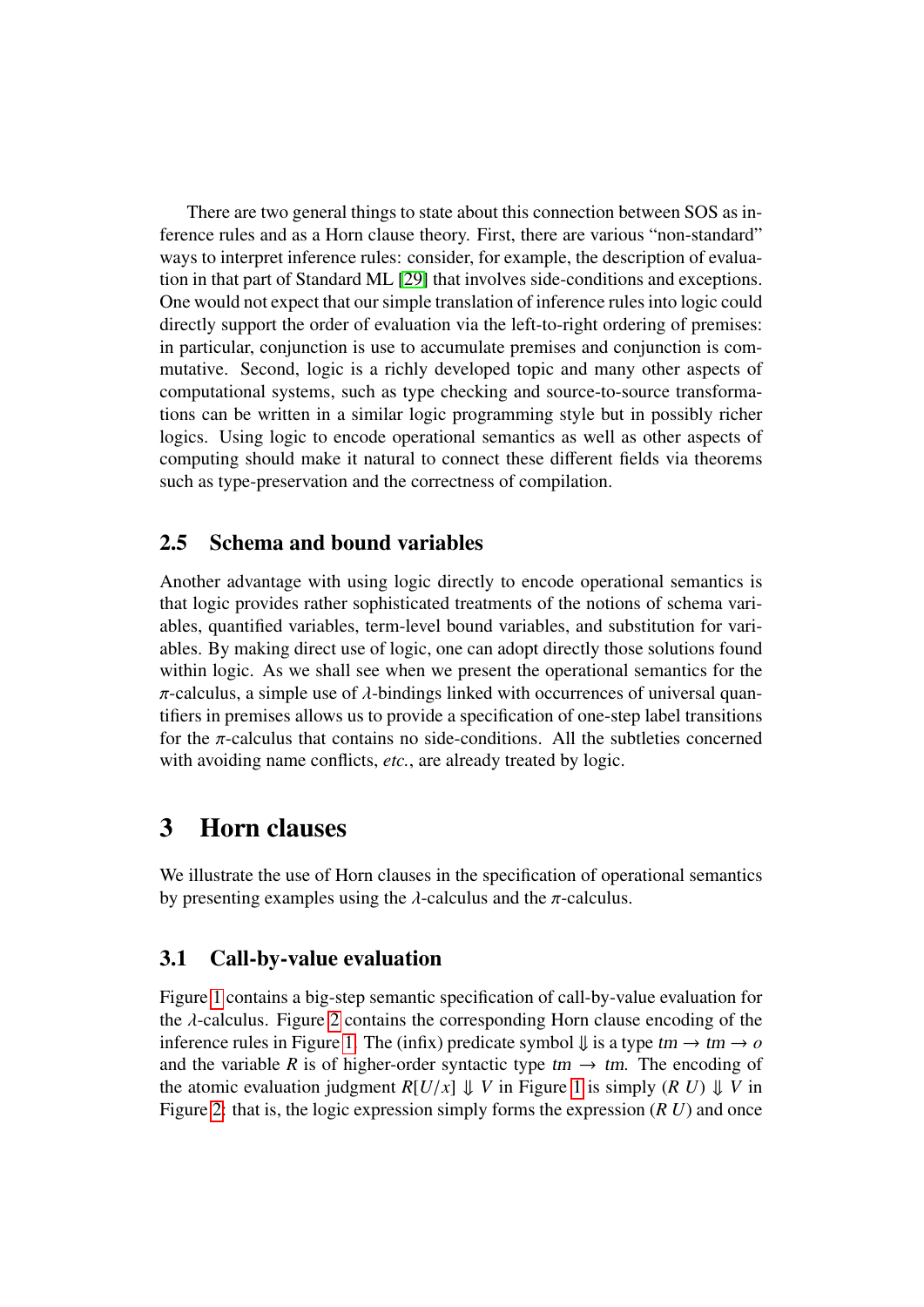There are two general things to state about this connection between SOS as inference rules and as a Horn clause theory. First, there are various "non-standard" ways to interpret inference rules: consider, for example, the description of evaluation in that part of Standard ML [29] that involves side-conditions and exceptions. One would not expect that our simple translation of inference rules into logic could directly support the order of evaluation via the left-to-right ordering of premises: in particular, conjunction is use to accumulate premises and conjunction is commutative. Second, logic is a richly developed topic and many other aspects of computational systems, such as type checking and source-to-source transformations can be written in a similar logic programming style but in possibly richer logics. Using logic to encode operational semantics as well as other aspects of computing should make it natural to connect these different fields via theorems such as type-preservation and the correctness of compilation.

## 2.5 Schema and bound variables

Another advantage with using logic directly to encode operational semantics is that logic provides rather sophisticated treatments of the notions of schema variables, quantified variables, term-level bound variables, and substitution for variables. By making direct use of logic, one can adopt directly those solutions found within logic. As we shall see when we present the operational semantics for the $\pi$-calculus, a simple use of $\lambda$-bindings linked with occurrences of universal quantifiers in premises allows us to provide a specification of one-step label transitions for the $\pi$-calculus that contains no side-conditions. All the subtleties concerned with avoiding name conflicts, *etc.*, are already treated by logic.

# 3 Horn clauses

We illustrate the use of Horn clauses in the specification of operational semantics by presenting examples using the $\lambda$-calculus and the $\pi$-calculus.

## 3.1 Call-by-value evaluation

Figure 1 contains a big-step semantic specification of call-by-value evaluation for the $\lambda$-calculus. Figure 2 contains the corresponding Horn clause encoding of the inference rules in Figure 1. The (infix) predicate symbol $\Downarrow$ is a type $tm \rightarrow tm \rightarrow o$ and the variable $R$ is of higher-order syntactic type $tm \rightarrow tm$. The encoding of the atomic evaluation judgment $R[U/x] \Downarrow V$ in Figure 1 is simply $(R\ U) \Downarrow V$ in Figure 2: that is, the logic expression simply forms the expression $(R\ U)$ and once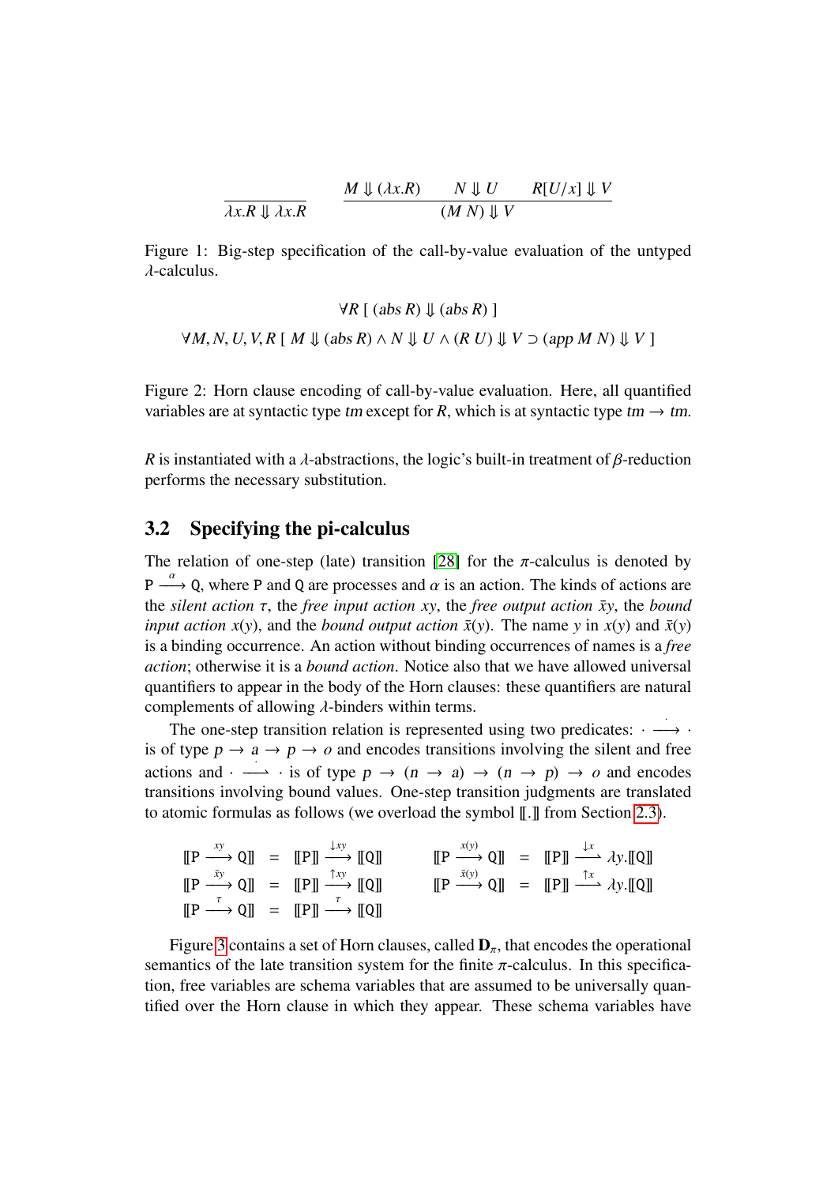$$\frac{}{\lambda x.R \Downarrow \lambda x.R} \qquad \frac{M \Downarrow (\lambda x.R) \qquad N \Downarrow U \qquad R[U/x] \Downarrow V}{(M\ N) \Downarrow V}$$

Figure 1: Big-step specification of the call-by-value evaluation of the untyped $\lambda$-calculus.

$$\forall R\ [\ (abs\ R) \Downarrow (abs\ R)\ ]$$

$$\forall M, N, U, V, R\ [\ M \Downarrow (abs\ R) \wedge N \Downarrow U \wedge (R\ U) \Downarrow V \supset (app\ M\ N) \Downarrow V\ ]$$

Figure 2: Horn clause encoding of call-by-value evaluation. Here, all quantified variables are at syntactic type *tm* except for $R$, which is at syntactic type $tm \to tm$.

$R$ is instantiated with a $\lambda$-abstractions, the logic's built-in treatment of $\beta$-reduction performs the necessary substitution.

## 3.2 Specifying the pi-calculus

The relation of one-step (late) transition [28] for the $\pi$-calculus is denoted by $\mathtt{P} \xrightarrow{\alpha} \mathtt{Q}$, where $\mathtt{P}$ and $\mathtt{Q}$ are processes and $\alpha$ is an action. The kinds of actions are the *silent action* $\tau$, the *free input action* $xy$, the *free output action* $\bar{x}y$, the *bound input action* $x(y)$, and the *bound output action* $\bar{x}(y)$. The name $y$ in $x(y)$ and $\bar{x}(y)$ is a binding occurrence. An action without binding occurrences of names is a *free action*; otherwise it is a *bound action*. Notice also that we have allowed universal quantifiers to appear in the body of the Horn clauses: these quantifiers are natural complements of allowing $\lambda$-binders within terms.

The one-step transition relation is represented using two predicates: $\cdot \xrightarrow{\cdot} \cdot$ is of type $p \to a \to p \to o$ and encodes transitions involving the silent and free actions and $\cdot \xrightharpoonup{\cdot} \cdot$ is of type $p \to (n \to a) \to (n \to p) \to o$ and encodes transitions involving bound values. One-step transition judgments are translated to atomic formulas as follows (we overload the symbol $[\![.]\!]$ from Section 2.3).

$$
\begin{array}{rclcrcl}
[\![\mathtt{P} \xrightarrow{xy} \mathtt{Q}]\!] & = & [\![\mathtt{P}]\!] \xrightarrow{\downarrow xy} [\![\mathtt{Q}]\!] & \qquad & [\![\mathtt{P} \xrightarrow{x(y)} \mathtt{Q}]\!] & = & [\![\mathtt{P}]\!] \xrightharpoonup{\downarrow x} \lambda y.[\![\mathtt{Q}]\!] \\
[\![\mathtt{P} \xrightarrow{\bar{x}y} \mathtt{Q}]\!] & = & [\![\mathtt{P}]\!] \xrightarrow{\uparrow xy} [\![\mathtt{Q}]\!] & & [\![\mathtt{P} \xrightarrow{\bar{x}(y)} \mathtt{Q}]\!] & = & [\![\mathtt{P}]\!] \xrightharpoonup{\uparrow x} \lambda y.[\![\mathtt{Q}]\!] \\
[\![\mathtt{P} \xrightarrow{\tau} \mathtt{Q}]\!] & = & [\![\mathtt{P}]\!] \xrightarrow{\tau} [\![\mathtt{Q}]\!] & & & &
\end{array}
$$

Figure 3 contains a set of Horn clauses, called $\mathbf{D}_\pi$, that encodes the operational semantics of the late transition system for the finite $\pi$-calculus. In this specification, free variables are schema variables that are assumed to be universally quantified over the Horn clause in which they appear. These schema variables have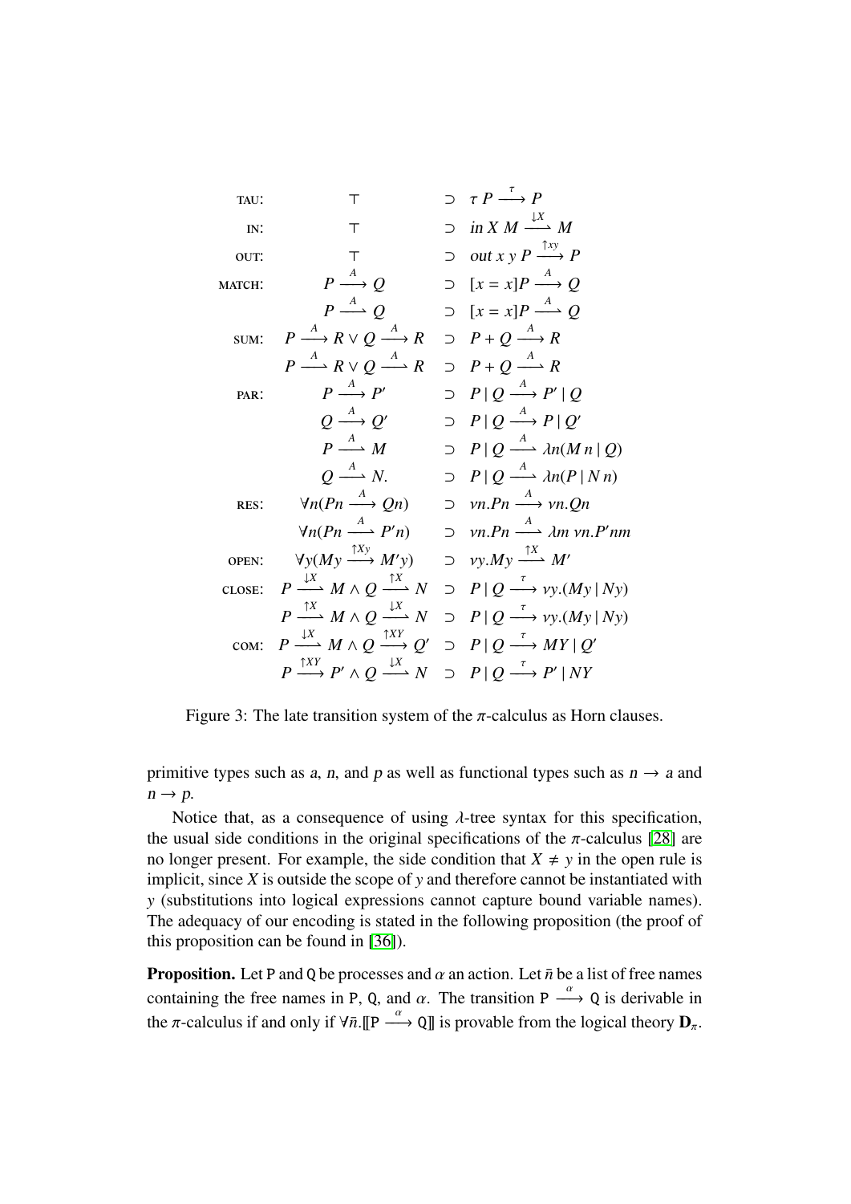$$
\begin{array}{lrcl}
\textsc{tau}: & \top & \supset & \tau\, P \xrightarrow{\tau} P \\
\textsc{in}: & \top & \supset & in\, X\, M \xrightharpoonup{\downarrow X} M \\
\textsc{out}: & \top & \supset & out\, x\, y\, P \xrightarrow{\uparrow xy} P \\
\textsc{match}: & P \xrightarrow{A} Q & \supset & [x = x]P \xrightarrow{A} Q \\
 & P \xrightharpoonup{A} Q & \supset & [x = x]P \xrightharpoonup{A} Q \\
\textsc{sum}: & P \xrightarrow{A} R \vee Q \xrightarrow{A} R & \supset & P + Q \xrightarrow{A} R \\
 & P \xrightharpoonup{A} R \vee Q \xrightharpoonup{A} R & \supset & P + Q \xrightharpoonup{A} R \\
\textsc{par}: & P \xrightarrow{A} P' & \supset & P \mid Q \xrightarrow{A} P' \mid Q \\
 & Q \xrightarrow{A} Q' & \supset & P \mid Q \xrightarrow{A} P \mid Q' \\
 & P \xrightharpoonup{A} M & \supset & P \mid Q \xrightharpoonup{A} \lambda n(M\, n \mid Q) \\
 & Q \xrightharpoonup{A} N. & \supset & P \mid Q \xrightharpoonup{A} \lambda n(P \mid N\, n) \\
\textsc{res}: & \forall n(Pn \xrightarrow{A} Qn) & \supset & \nu n.Pn \xrightarrow{A} \nu n.Qn \\
 & \forall n(Pn \xrightharpoonup{A} P'n) & \supset & \nu n.Pn \xrightharpoonup{A} \lambda m\, \nu n.P'nm \\
\textsc{open}: & \forall y(My \xrightarrow{\uparrow Xy} M'y) & \supset & \nu y.My \xrightharpoonup{\uparrow X} M' \\
\textsc{close}: & P \xrightharpoonup{\downarrow X} M \wedge Q \xrightharpoonup{\uparrow X} N & \supset & P \mid Q \xrightarrow{\tau} \nu y.(My \mid Ny) \\
 & P \xrightharpoonup{\uparrow X} M \wedge Q \xrightharpoonup{\downarrow X} N & \supset & P \mid Q \xrightarrow{\tau} \nu y.(My \mid Ny) \\
\textsc{com}: & P \xrightharpoonup{\downarrow X} M \wedge Q \xrightarrow{\uparrow XY} Q' & \supset & P \mid Q \xrightarrow{\tau} MY \mid Q' \\
 & P \xrightarrow{\uparrow XY} P' \wedge Q \xrightharpoonup{\downarrow X} N & \supset & P \mid Q \xrightarrow{\tau} P' \mid NY
\end{array}
$$

Figure 3: The late transition system of the $\pi$-calculus as Horn clauses.

primitive types such as $a$, $n$, and $p$ as well as functional types such as $n \to a$ and $n \to p$.

Notice that, as a consequence of using $\lambda$-tree syntax for this specification, the usual side conditions in the original specifications of the $\pi$-calculus [28] are no longer present. For example, the side condition that $X \neq y$ in the open rule is implicit, since $X$ is outside the scope of $y$ and therefore cannot be instantiated with $y$ (substitutions into logical expressions cannot capture bound variable names). The adequacy of our encoding is stated in the following proposition (the proof of this proposition can be found in [36]).

**Proposition.** Let P and Q be processes and $\alpha$ an action. Let $\bar{n}$ be a list of free names containing the free names in P, Q, and $\alpha$. The transition $\mathtt{P} \xrightarrow{\alpha} \mathtt{Q}$ is derivable in the $\pi$-calculus if and only if $\forall \bar{n}.[\![\mathtt{P} \xrightarrow{\alpha} \mathtt{Q}]\!]$ is provable from the logical theory $\mathbf{D}_\pi$.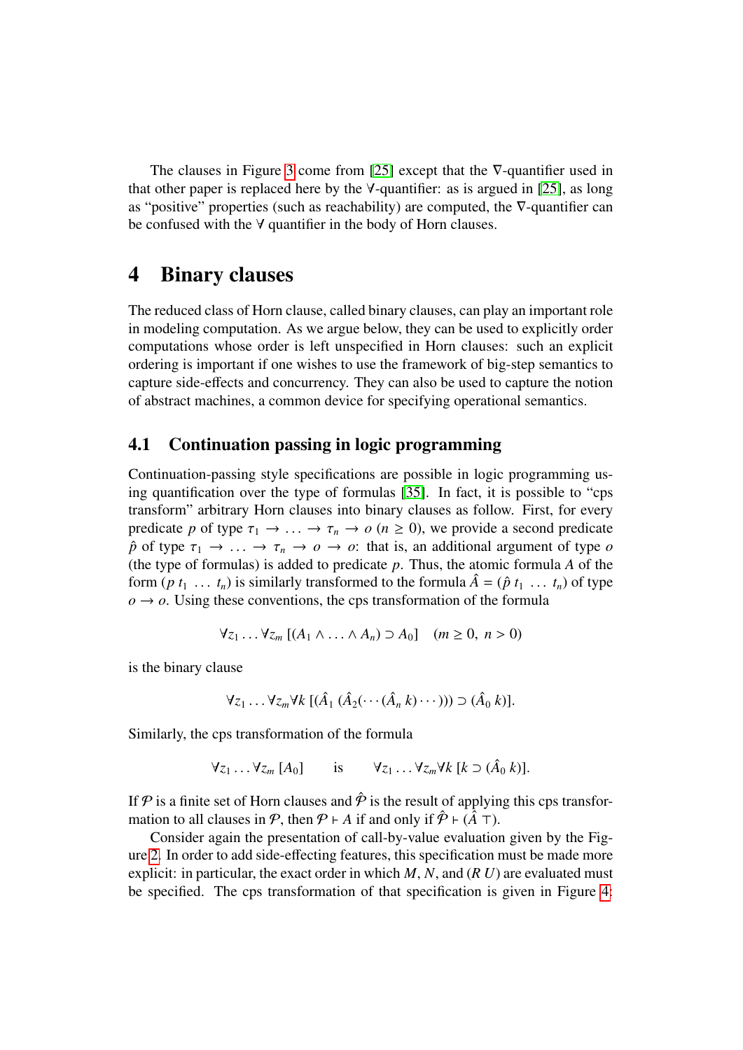The clauses in Figure 3 come from [25] except that the ∇-quantifier used in that other paper is replaced here by the ∀-quantifier: as is argued in [25], as long as "positive" properties (such as reachability) are computed, the ∇-quantifier can be confused with the ∀ quantifier in the body of Horn clauses.

# 4 Binary clauses

The reduced class of Horn clause, called binary clauses, can play an important role in modeling computation. As we argue below, they can be used to explicitly order computations whose order is left unspecified in Horn clauses: such an explicit ordering is important if one wishes to use the framework of big-step semantics to capture side-effects and concurrency. They can also be used to capture the notion of abstract machines, a common device for specifying operational semantics.

## 4.1 Continuation passing in logic programming

Continuation-passing style specifications are possible in logic programming using quantification over the type of formulas [35]. In fact, it is possible to "cps transform" arbitrary Horn clauses into binary clauses as follow. First, for every predicate $p$ of type $\tau_1 \to \ldots \to \tau_n \to o$ ($n \geq 0$), we provide a second predicate $\hat{p}$ of type $\tau_1 \to \ldots \to \tau_n \to o \to o$: that is, an additional argument of type $o$ (the type of formulas) is added to predicate $p$. Thus, the atomic formula $A$ of the form $(p\ t_1\ \ldots\ t_n)$ is similarly transformed to the formula $\hat{A} = (\hat{p}\ t_1\ \ldots\ t_n)$ of type $o \to o$. Using these conventions, the cps transformation of the formula

$$\forall z_1 \ldots \forall z_m\ [(A_1 \wedge \ldots \wedge A_n) \supset A_0] \quad (m \geq 0,\ n > 0)$$

is the binary clause

$$\forall z_1 \ldots \forall z_m \forall k\ [(\hat{A}_1\ (\hat{A}_2(\cdots(\hat{A}_n\ k)\cdots))) \supset (\hat{A}_0\ k)].$$

Similarly, the cps transformation of the formula

$$\forall z_1 \ldots \forall z_m\ [A_0] \qquad \text{is} \qquad \forall z_1 \ldots \forall z_m \forall k\ [k \supset (\hat{A}_0\ k)].$$

If $\mathcal{P}$ is a finite set of Horn clauses and $\hat{\mathcal{P}}$ is the result of applying this cps transformation to all clauses in $\mathcal{P}$, then $\mathcal{P} \vdash A$ if and only if $\hat{\mathcal{P}} \vdash (\hat{A}\ \top)$.

Consider again the presentation of call-by-value evaluation given by the Figure 2. In order to add side-effecting features, this specification must be made more explicit: in particular, the exact order in which $M$, $N$, and $(R\ U)$ are evaluated must be specified. The cps transformation of that specification is given in Figure 4: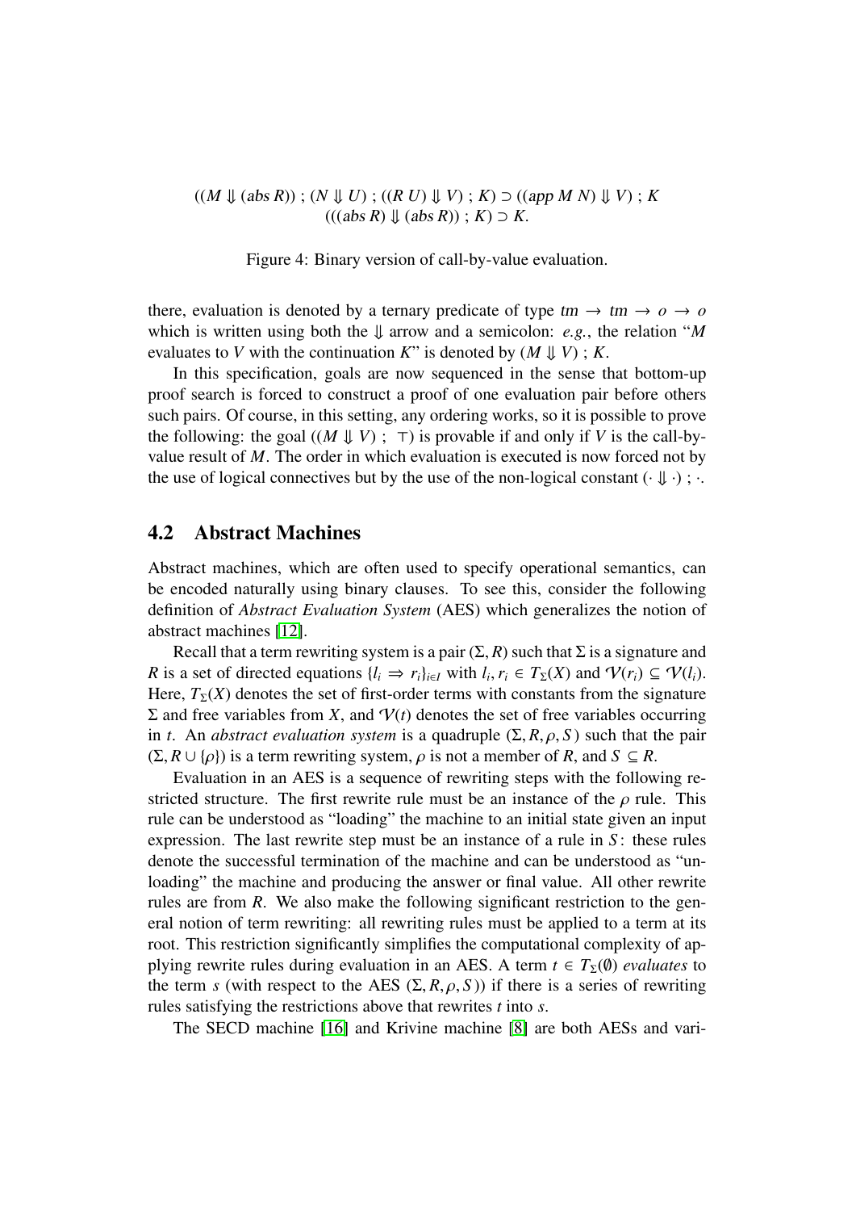$$((M \Downarrow (\mathsf{abs}\ R))\ ;\ (N \Downarrow U)\ ;\ ((R\ U) \Downarrow V)\ ;\ K) \supset ((\mathsf{app}\ M\ N) \Downarrow V)\ ;\ K$$
$$(((\mathsf{abs}\ R) \Downarrow (\mathsf{abs}\ R))\ ;\ K) \supset K.$$

Figure 4: Binary version of call-by-value evaluation.

there, evaluation is denoted by a ternary predicate of type $tm \to tm \to o \to o$ which is written using both the $\Downarrow$ arrow and a semicolon: *e.g.*, the relation "$M$ evaluates to $V$ with the continuation $K$" is denoted by $(M \Downarrow V)\ ;\ K$.

In this specification, goals are now sequenced in the sense that bottom-up proof search is forced to construct a proof of one evaluation pair before others such pairs. Of course, in this setting, any ordering works, so it is possible to prove the following: the goal $((M \Downarrow V)\ ;\ \top)$ is provable if and only if $V$ is the call-by-value result of $M$. The order in which evaluation is executed is now forced not by the use of logical connectives but by the use of the non-logical constant $(\cdot \Downarrow \cdot)\ ;\ \cdot$.

## 4.2 Abstract Machines

Abstract machines, which are often used to specify operational semantics, can be encoded naturally using binary clauses. To see this, consider the following definition of *Abstract Evaluation System* (AES) which generalizes the notion of abstract machines [12].

Recall that a term rewriting system is a pair $(\Sigma, R)$ such that $\Sigma$ is a signature and $R$ is a set of directed equations $\{l_i \Rightarrow r_i\}_{i \in I}$ with $l_i, r_i \in T_\Sigma(X)$ and $\mathcal{V}(r_i) \subseteq \mathcal{V}(l_i)$. Here, $T_\Sigma(X)$ denotes the set of first-order terms with constants from the signature $\Sigma$ and free variables from $X$, and $\mathcal{V}(t)$ denotes the set of free variables occurring in $t$. An *abstract evaluation system* is a quadruple $(\Sigma, R, \rho, S)$ such that the pair $(\Sigma, R \cup \{\rho\})$ is a term rewriting system, $\rho$ is not a member of $R$, and $S \subseteq R$.

Evaluation in an AES is a sequence of rewriting steps with the following restricted structure. The first rewrite rule must be an instance of the $\rho$ rule. This rule can be understood as "loading" the machine to an initial state given an input expression. The last rewrite step must be an instance of a rule in $S$: these rules denote the successful termination of the machine and can be understood as "unloading" the machine and producing the answer or final value. All other rewrite rules are from $R$. We also make the following significant restriction to the general notion of term rewriting: all rewriting rules must be applied to a term at its root. This restriction significantly simplifies the computational complexity of applying rewrite rules during evaluation in an AES. A term $t \in T_\Sigma(\emptyset)$ *evaluates* to the term $s$ (with respect to the AES $(\Sigma, R, \rho, S)$) if there is a series of rewriting rules satisfying the restrictions above that rewrites $t$ into $s$.

The SECD machine [16] and Krivine machine [8] are both AESs and vari-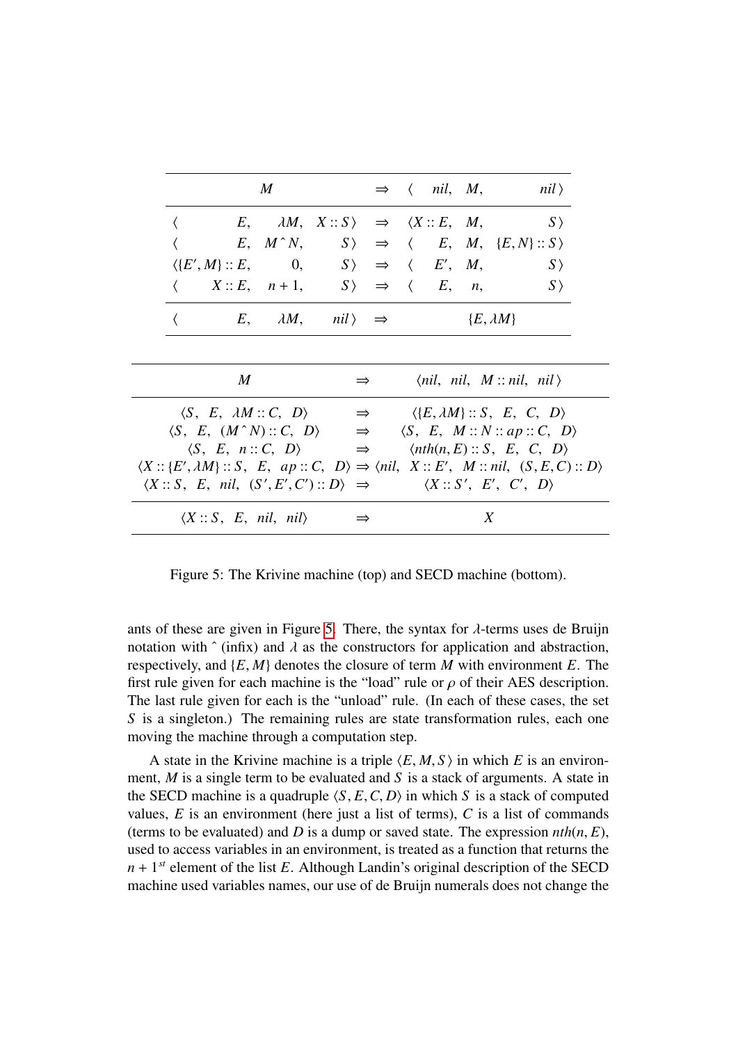| | | |
|---|---|---|
| $M$ | $\Rightarrow$ | $\langle\ nil,\ M,\ nil\,\rangle$ |
| $\langle\ E,\ \lambda M,\ X :: S\,\rangle$ | $\Rightarrow$ | $\langle X :: E,\ M,\ S\,\rangle$ |
| $\langle\ E,\ M\,\hat{}\,N,\ S\,\rangle$ | $\Rightarrow$ | $\langle\ E,\ M,\ \{E, N\} :: S\,\rangle$ |
| $\langle \{E', M\} :: E,\ 0,\ S\,\rangle$ | $\Rightarrow$ | $\langle\ E',\ M,\ S\,\rangle$ |
| $\langle\ X :: E,\ n+1,\ S\,\rangle$ | $\Rightarrow$ | $\langle\ E,\ n,\ S\,\rangle$ |
| $\langle\ E,\ \lambda M,\ nil\,\rangle$ | $\Rightarrow$ | $\{E, \lambda M\}$ |

| | | |
|---|---|---|
| $M$ | $\Rightarrow$ | $\langle nil,\ nil,\ M :: nil,\ nil\,\rangle$ |
| $\langle S,\ E,\ \lambda M :: C,\ D\rangle$ | $\Rightarrow$ | $\langle \{E, \lambda M\} :: S,\ E,\ C,\ D\rangle$ |
| $\langle S,\ E,\ (M\,\hat{}\,N) :: C,\ D\rangle$ | $\Rightarrow$ | $\langle S,\ E,\ M :: N :: ap :: C,\ D\rangle$ |
| $\langle S,\ E,\ n :: C,\ D\rangle$ | $\Rightarrow$ | $\langle nth(n, E) :: S,\ E,\ C,\ D\rangle$ |
| $\langle X :: \{E', \lambda M\} :: S,\ E,\ ap :: C,\ D\rangle$ | $\Rightarrow$ | $\langle nil,\ X :: E',\ M :: nil,\ (S, E, C) :: D\rangle$ |
| $\langle X :: S,\ E,\ nil,\ (S', E', C') :: D\rangle$ | $\Rightarrow$ | $\langle X :: S',\ E',\ C',\ D\rangle$ |
| $\langle X :: S,\ E,\ nil,\ nil\rangle$ | $\Rightarrow$ | $X$ |

Figure 5: The Krivine machine (top) and SECD machine (bottom).

ants of these are given in Figure 5. There, the syntax for $\lambda$-terms uses de Bruijn notation with ˆ (infix) and $\lambda$ as the constructors for application and abstraction, respectively, and $\{E, M\}$ denotes the closure of term $M$ with environment $E$. The first rule given for each machine is the "load" rule or $\rho$ of their AES description. The last rule given for each is the "unload" rule. (In each of these cases, the set $S$ is a singleton.) The remaining rules are state transformation rules, each one moving the machine through a computation step.

A state in the Krivine machine is a triple $\langle E, M, S\rangle$ in which $E$ is an environment, $M$ is a single term to be evaluated and $S$ is a stack of arguments. A state in the SECD machine is a quadruple $\langle S, E, C, D\rangle$ in which $S$ is a stack of computed values, $E$ is an environment (here just a list of terms), $C$ is a list of commands (terms to be evaluated) and $D$ is a dump or saved state. The expression $nth(n, E)$, used to access variables in an environment, is treated as a function that returns the $n+1^{st}$ element of the list $E$. Although Landin's original description of the SECD machine used variables names, our use of de Bruijn numerals does not change the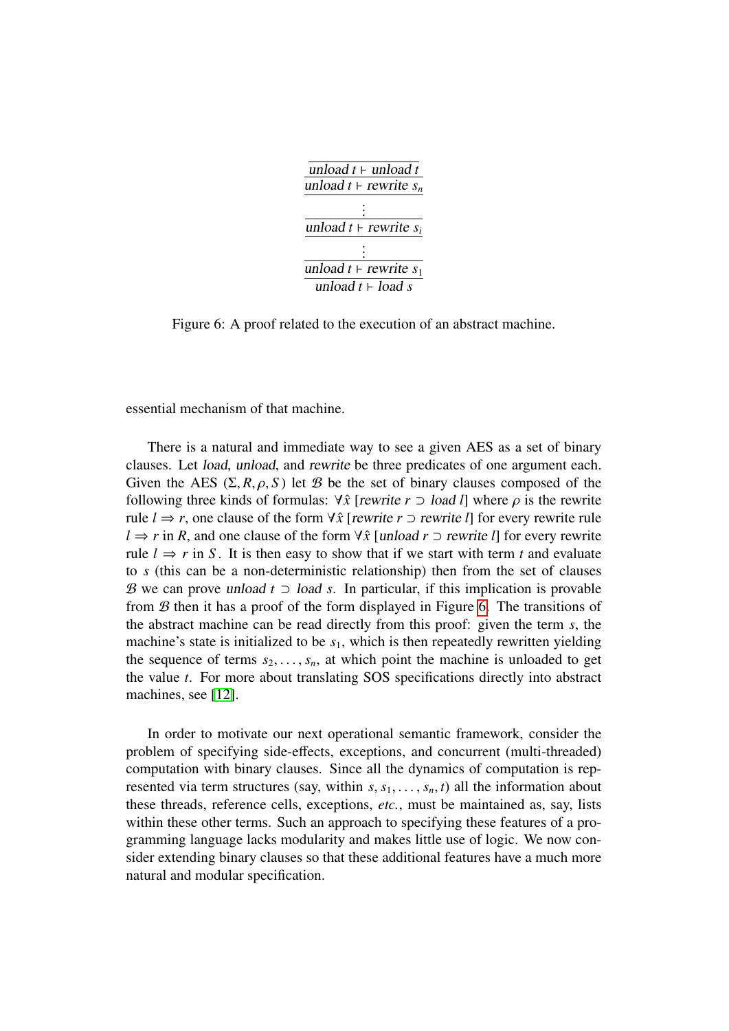$$
\cfrac{\cfrac{\cfrac{\cfrac{\cfrac{\overline{\textit{unload}\ t \vdash \textit{unload}\ t}}{\textit{unload}\ t \vdash \textit{rewrite}\ s_n}}{\vdots}}{\textit{unload}\ t \vdash \textit{rewrite}\ s_i}}{\vdots}}{\cfrac{\textit{unload}\ t \vdash \textit{rewrite}\ s_1}{\textit{unload}\ t \vdash \textit{load}\ s}}
$$

Figure 6: A proof related to the execution of an abstract machine.

essential mechanism of that machine.

There is a natural and immediate way to see a given AES as a set of binary clauses. Let *load*, *unload*, and *rewrite* be three predicates of one argument each. Given the AES $(\Sigma, R, \rho, S)$ let $\mathcal{B}$ be the set of binary clauses composed of the following three kinds of formulas: $\forall\hat{x}\ [\textit{rewrite}\ r \supset \textit{load}\ l]$ where $\rho$ is the rewrite rule $l \Rightarrow r$, one clause of the form $\forall\hat{x}\ [\textit{rewrite}\ r \supset \textit{rewrite}\ l]$ for every rewrite rule $l \Rightarrow r$ in $R$, and one clause of the form $\forall\hat{x}\ [\textit{unload}\ r \supset \textit{rewrite}\ l]$ for every rewrite rule $l \Rightarrow r$ in $S$. It is then easy to show that if we start with term $t$ and evaluate to $s$ (this can be a non-deterministic relationship) then from the set of clauses $\mathcal{B}$ we can prove $\textit{unload}\ t \supset \textit{load}\ s$. In particular, if this implication is provable from $\mathcal{B}$ then it has a proof of the form displayed in Figure 6. The transitions of the abstract machine can be read directly from this proof: given the term $s$, the machine's state is initialized to be $s_1$, which is then repeatedly rewritten yielding the sequence of terms $s_2, \ldots, s_n$, at which point the machine is unloaded to get the value $t$. For more about translating SOS specifications directly into abstract machines, see [12].

In order to motivate our next operational semantic framework, consider the problem of specifying side-effects, exceptions, and concurrent (multi-threaded) computation with binary clauses. Since all the dynamics of computation is represented via term structures (say, within $s, s_1, \ldots, s_n, t$) all the information about these threads, reference cells, exceptions, *etc.*, must be maintained as, say, lists within these other terms. Such an approach to specifying these features of a programming language lacks modularity and makes little use of logic. We now consider extending binary clauses so that these additional features have a much more natural and modular specification.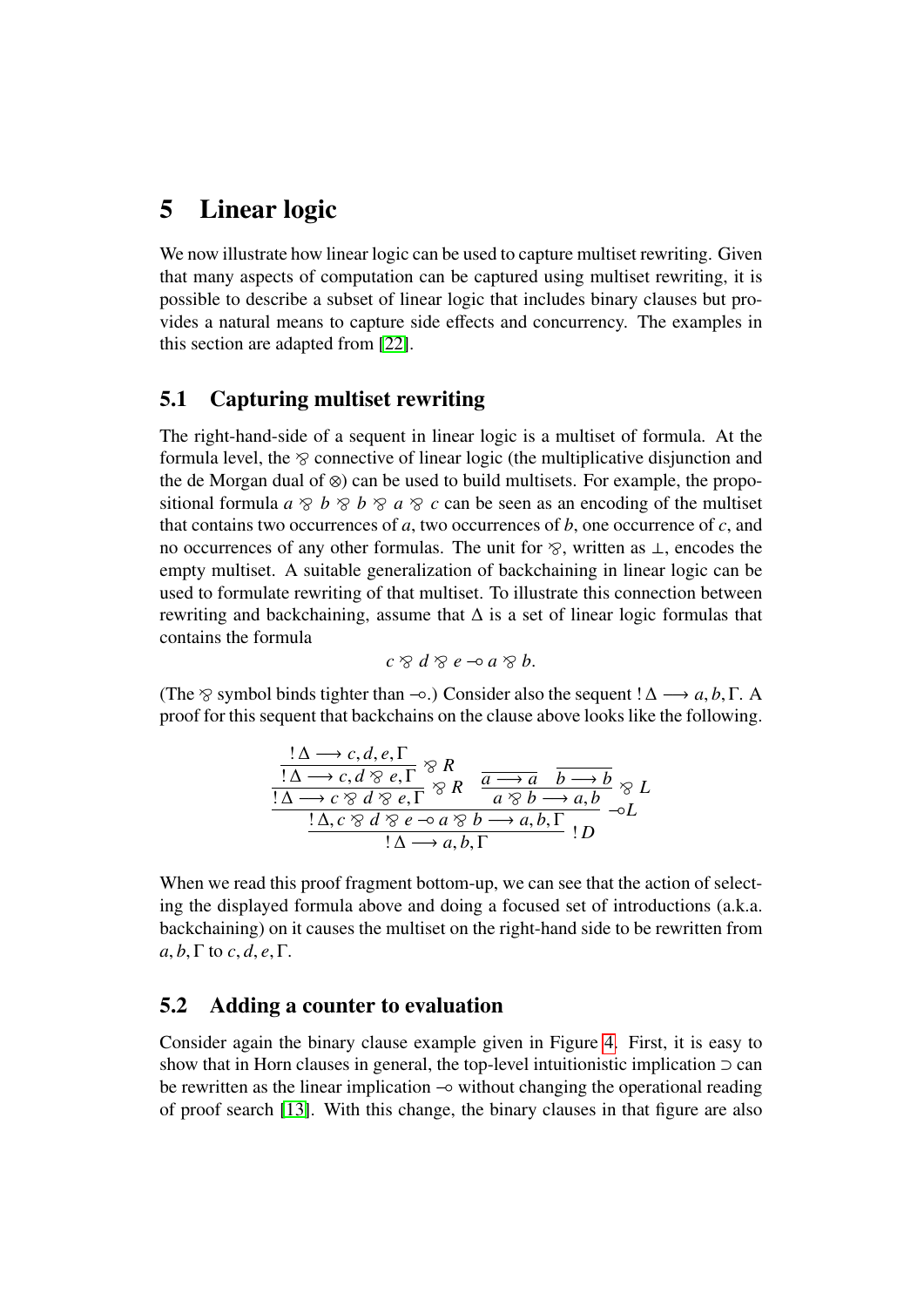# 5 Linear logic

We now illustrate how linear logic can be used to capture multiset rewriting. Given that many aspects of computation can be captured using multiset rewriting, it is possible to describe a subset of linear logic that includes binary clauses but provides a natural means to capture side effects and concurrency. The examples in this section are adapted from [22].

## 5.1 Capturing multiset rewriting

The right-hand-side of a sequent in linear logic is a multiset of formula. At the formula level, the $\parr$ connective of linear logic (the multiplicative disjunction and the de Morgan dual of $\otimes$) can be used to build multisets. For example, the propositional formula $a \parr b \parr b \parr a \parr c$ can be seen as an encoding of the multiset that contains two occurrences of $a$, two occurrences of $b$, one occurrence of $c$, and no occurrences of any other formulas. The unit for $\parr$, written as $\bot$, encodes the empty multiset. A suitable generalization of backchaining in linear logic can be used to formulate rewriting of that multiset. To illustrate this connection between rewriting and backchaining, assume that $\Delta$ is a set of linear logic formulas that contains the formula

$$c \parr d \parr e \multimap a \parr b.$$

(The $\parr$ symbol binds tighter than $\multimap$.) Consider also the sequent $!\,\Delta \longrightarrow a, b, \Gamma$. A proof for this sequent that backchains on the clause above looks like the following.

$$\dfrac{\dfrac{\dfrac{\dfrac{!\,\Delta \longrightarrow c, d, e, \Gamma}{!\,\Delta \longrightarrow c, d \parr e, \Gamma}\parr R}{!\,\Delta \longrightarrow c \parr d \parr e, \Gamma}\parr R \quad \dfrac{\overline{a \longrightarrow a} \quad \overline{b \longrightarrow b}}{a \parr b \longrightarrow a, b}\parr L}{!\,\Delta, c \parr d \parr e \multimap a \parr b \longrightarrow a, b, \Gamma}\multimap L}{!\,\Delta \longrightarrow a, b, \Gamma}\,!\,D$$

When we read this proof fragment bottom-up, we can see that the action of selecting the displayed formula above and doing a focused set of introductions (a.k.a. backchaining) on it causes the multiset on the right-hand side to be rewritten from $a, b, \Gamma$ to $c, d, e, \Gamma$.

## 5.2 Adding a counter to evaluation

Consider again the binary clause example given in Figure 4. First, it is easy to show that in Horn clauses in general, the top-level intuitionistic implication $\supset$ can be rewritten as the linear implication $\multimap$ without changing the operational reading of proof search [13]. With this change, the binary clauses in that figure are also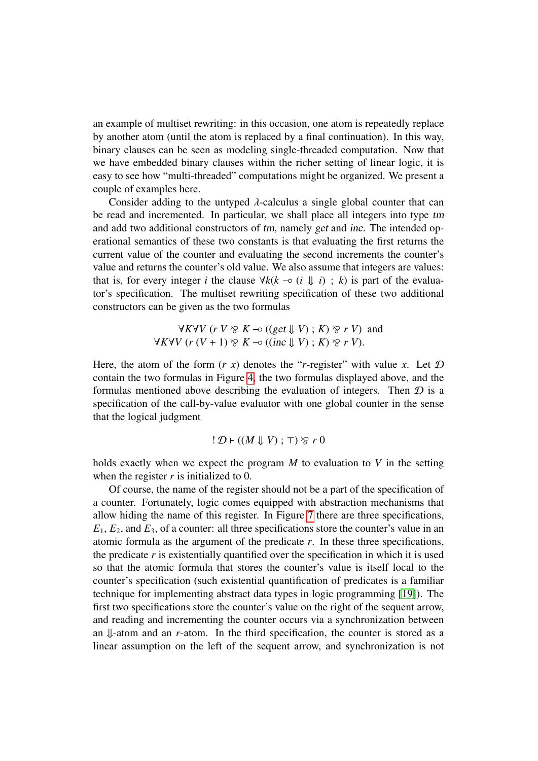an example of multiset rewriting: in this occasion, one atom is repeatedly replace by another atom (until the atom is replaced by a final continuation). In this way, binary clauses can be seen as modeling single-threaded computation. Now that we have embedded binary clauses within the richer setting of linear logic, it is easy to see how "multi-threaded" computations might be organized. We present a couple of examples here.

Consider adding to the untyped $\lambda$-calculus a single global counter that can be read and incremented. In particular, we shall place all integers into type $\mathit{tm}$ and add two additional constructors of $\mathit{tm}$, namely $\mathit{get}$ and $\mathit{inc}$. The intended operational semantics of these two constants is that evaluating the first returns the current value of the counter and evaluating the second increments the counter's value and returns the counter's old value. We also assume that integers are values: that is, for every integer $i$ the clause $\forall k(k \multimap (i \Downarrow i)\ ;\ k)$ is part of the evaluator's specification. The multiset rewriting specification of these two additional constructors can be given as the two formulas

$$\forall K \forall V\ (r\ V \parr K \multimap ((\mathit{get} \Downarrow V)\ ;\ K) \parr r\ V) \text{ and}$$
$$\forall K \forall V\ (r\ (V+1) \parr K \multimap ((\mathit{inc} \Downarrow V)\ ;\ K) \parr r\ V).$$

Here, the atom of the form $(r\ x)$ denotes the "$r$-register" with value $x$. Let $\mathcal{D}$ contain the two formulas in Figure 4, the two formulas displayed above, and the formulas mentioned above describing the evaluation of integers. Then $\mathcal{D}$ is a specification of the call-by-value evaluator with one global counter in the sense that the logical judgment

$$!\,\mathcal{D} \vdash ((M \Downarrow V)\ ;\ \top) \parr r\ 0$$

holds exactly when we expect the program $M$ to evaluation to $V$ in the setting when the register $r$ is initialized to 0.

Of course, the name of the register should not be a part of the specification of a counter. Fortunately, logic comes equipped with abstraction mechanisms that allow hiding the name of this register. In Figure 7 there are three specifications, $E_1$, $E_2$, and $E_3$, of a counter: all three specifications store the counter's value in an atomic formula as the argument of the predicate $r$. In these three specifications, the predicate $r$ is existentially quantified over the specification in which it is used so that the atomic formula that stores the counter's value is itself local to the counter's specification (such existential quantification of predicates is a familiar technique for implementing abstract data types in logic programming [19]). The first two specifications store the counter's value on the right of the sequent arrow, and reading and incrementing the counter occurs via a synchronization between an $\Downarrow$-atom and an $r$-atom. In the third specification, the counter is stored as a linear assumption on the left of the sequent arrow, and synchronization is not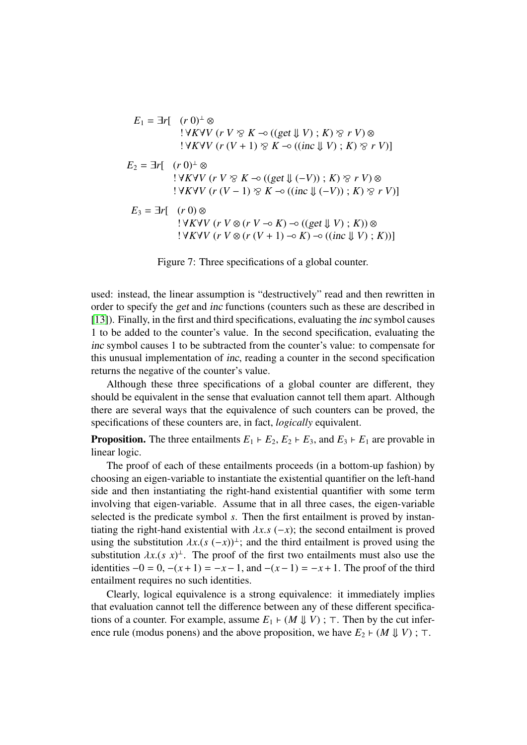$$
\begin{aligned}
E_1 = \exists r[\quad & (r\ 0)^\perp \otimes \\
& !\,\forall K \forall V\ (r\ V \parr K \multimap ((get \Downarrow V)\ ;\ K) \parr r\ V) \otimes \\
& !\,\forall K \forall V\ (r\ (V+1) \parr K \multimap ((inc \Downarrow V)\ ;\ K) \parr r\ V)]
\end{aligned}
$$

$$
\begin{aligned}
E_2 = \exists r[\quad & (r\ 0)^\perp \otimes \\
& !\,\forall K \forall V\ (r\ V \parr K \multimap ((get \Downarrow (-V))\ ;\ K) \parr r\ V) \otimes \\
& !\,\forall K \forall V\ (r\ (V-1) \parr K \multimap ((inc \Downarrow (-V))\ ;\ K) \parr r\ V)]
\end{aligned}
$$

$$
\begin{aligned}
E_3 = \exists r[\quad & (r\ 0) \otimes \\
& !\,\forall K \forall V\ (r\ V \otimes (r\ V \multimap K) \multimap ((get \Downarrow V)\ ;\ K)) \otimes \\
& !\,\forall K \forall V\ (r\ V \otimes (r\ (V+1) \multimap K) \multimap ((inc \Downarrow V)\ ;\ K))]
\end{aligned}
$$

Figure 7: Three specifications of a global counter.

used: instead, the linear assumption is "destructively" read and then rewritten in order to specify the *get* and *inc* functions (counters such as these are described in [13]). Finally, in the first and third specifications, evaluating the *inc* symbol causes 1 to be added to the counter's value. In the second specification, evaluating the *inc* symbol causes 1 to be subtracted from the counter's value: to compensate for this unusual implementation of *inc*, reading a counter in the second specification returns the negative of the counter's value.

Although these three specifications of a global counter are different, they should be equivalent in the sense that evaluation cannot tell them apart. Although there are several ways that the equivalence of such counters can be proved, the specifications of these counters are, in fact, *logically* equivalent.

**Proposition.** The three entailments $E_1 \vdash E_2$, $E_2 \vdash E_3$, and $E_3 \vdash E_1$ are provable in linear logic.

The proof of each of these entailments proceeds (in a bottom-up fashion) by choosing an eigen-variable to instantiate the existential quantifier on the left-hand side and then instantiating the right-hand existential quantifier with some term involving that eigen-variable. Assume that in all three cases, the eigen-variable selected is the predicate symbol $s$. Then the first entailment is proved by instantiating the right-hand existential with $\lambda x.s\ (-x)$; the second entailment is proved using the substitution $\lambda x.(s\ (-x))^\perp$; and the third entailment is proved using the substitution $\lambda x.(s\ x)^\perp$. The proof of the first two entailments must also use the identities $-0 = 0$, $-(x+1) = -x-1$, and $-(x-1) = -x+1$. The proof of the third entailment requires no such identities.

Clearly, logical equivalence is a strong equivalence: it immediately implies that evaluation cannot tell the difference between any of these different specifications of a counter. For example, assume $E_1 \vdash (M \Downarrow V)\ ;\ \top$. Then by the cut inference rule (modus ponens) and the above proposition, we have $E_2 \vdash (M \Downarrow V)\ ;\ \top$.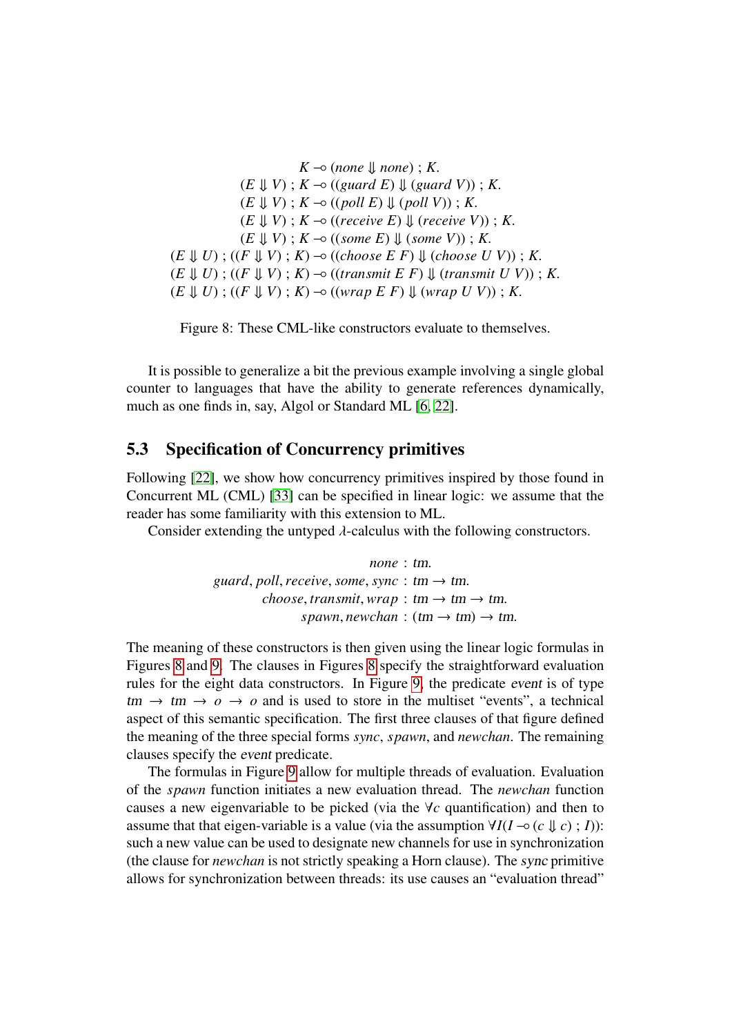$$
\begin{array}{c}
K \multimap (\mathit{none} \Downarrow \mathit{none}) \ ; K. \\
(E \Downarrow V) \ ; K \multimap ((\mathit{guard}\ E) \Downarrow (\mathit{guard}\ V)) \ ; K. \\
(E \Downarrow V) \ ; K \multimap ((\mathit{poll}\ E) \Downarrow (\mathit{poll}\ V)) \ ; K. \\
(E \Downarrow V) \ ; K \multimap ((\mathit{receive}\ E) \Downarrow (\mathit{receive}\ V)) \ ; K. \\
(E \Downarrow V) \ ; K \multimap ((\mathit{some}\ E) \Downarrow (\mathit{some}\ V)) \ ; K. \\
(E \Downarrow U) \ ; ((F \Downarrow V) \ ; K) \multimap ((\mathit{choose}\ E\ F) \Downarrow (\mathit{choose}\ U\ V)) \ ; K. \\
(E \Downarrow U) \ ; ((F \Downarrow V) \ ; K) \multimap ((\mathit{transmit}\ E\ F) \Downarrow (\mathit{transmit}\ U\ V)) \ ; K. \\
(E \Downarrow U) \ ; ((F \Downarrow V) \ ; K) \multimap ((\mathit{wrap}\ E\ F) \Downarrow (\mathit{wrap}\ U\ V)) \ ; K.
\end{array}
$$

Figure 8: These CML-like constructors evaluate to themselves.

It is possible to generalize a bit the previous example involving a single global counter to languages that have the ability to generate references dynamically, much as one finds in, say, Algol or Standard ML [6, 22].

### 5.3 Specification of Concurrency primitives

Following [22], we show how concurrency primitives inspired by those found in Concurrent ML (CML) [33] can be specified in linear logic: we assume that the reader has some familiarity with this extension to ML.

Consider extending the untyped $\lambda$-calculus with the following constructors.

$$
\begin{array}{rl}
\mathit{none} : & \mathrm{tm}. \\
\mathit{guard}, \mathit{poll}, \mathit{receive}, \mathit{some}, \mathit{sync} : & \mathrm{tm} \to \mathrm{tm}. \\
\mathit{choose}, \mathit{transmit}, \mathit{wrap} : & \mathrm{tm} \to \mathrm{tm} \to \mathrm{tm}. \\
\mathit{spawn}, \mathit{newchan} : & (\mathrm{tm} \to \mathrm{tm}) \to \mathrm{tm}.
\end{array}
$$

The meaning of these constructors is then given using the linear logic formulas in Figures 8 and 9. The clauses in Figures 8 specify the straightforward evaluation rules for the eight data constructors. In Figure 9, the predicate *event* is of type $\mathrm{tm} \to \mathrm{tm} \to o \to o$ and is used to store in the multiset "events", a technical aspect of this semantic specification. The first three clauses of that figure defined the meaning of the three special forms *sync*, *spawn*, and *newchan*. The remaining clauses specify the *event* predicate.

The formulas in Figure 9 allow for multiple threads of evaluation. Evaluation of the *spawn* function initiates a new evaluation thread. The *newchan* function causes a new eigenvariable to be picked (via the $\forall c$ quantification) and then to assume that that eigen-variable is a value (via the assumption $\forall I(I \multimap (c \Downarrow c) \ ; I)$): such a new value can be used to designate new channels for use in synchronization (the clause for *newchan* is not strictly speaking a Horn clause). The *sync* primitive allows for synchronization between threads: its use causes an "evaluation thread"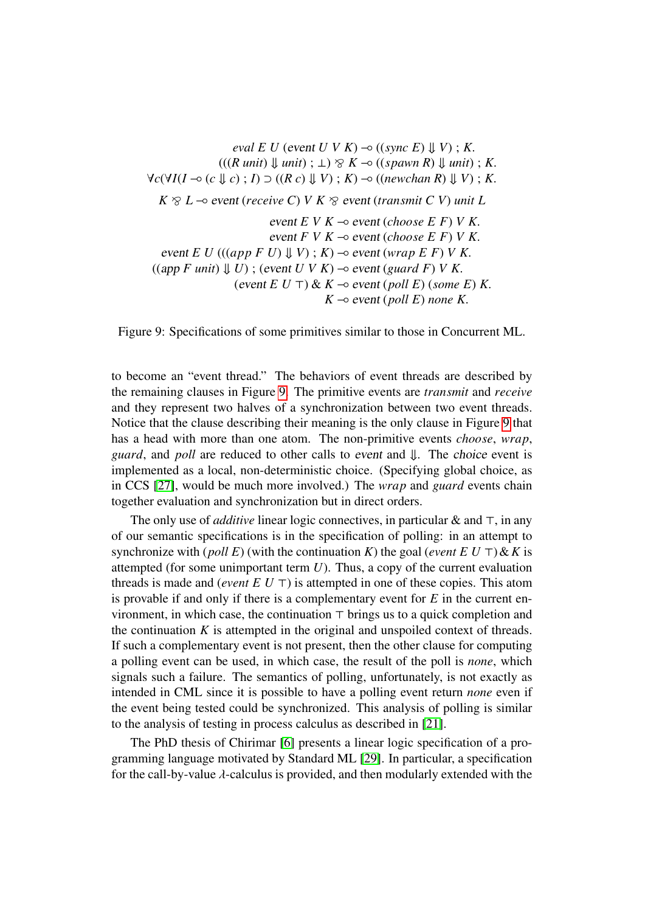$$
\begin{array}{r}
\mathit{eval}\ E\ U\ (\mathsf{event}\ U\ V\ K) \multimap ((\mathit{sync}\ E) \Downarrow V) \ ;\ K. \\
(((R\ \mathit{unit}) \Downarrow \mathit{unit}) \ ;\ \bot) \parr K \multimap ((\mathit{spawn}\ R) \Downarrow \mathit{unit}) \ ;\ K. \\
\forall c (\forall I (I \multimap (c \Downarrow c) \ ;\ I) \supset ((R\ c) \Downarrow V) \ ;\ K) \multimap ((\mathit{newchan}\ R) \Downarrow V) \ ;\ K. \\
K \parr L \multimap \mathsf{event}\ (\mathit{receive}\ C)\ V\ K \parr \mathsf{event}\ (\mathit{transmit}\ C\ V)\ \mathit{unit}\ L \\
\mathsf{event}\ E\ V\ K \multimap \mathsf{event}\ (\mathit{choose}\ E\ F)\ V\ K. \\
\mathsf{event}\ F\ V\ K \multimap \mathsf{event}\ (\mathit{choose}\ E\ F)\ V\ K. \\
\mathsf{event}\ E\ U\ (((\mathit{app}\ F\ U) \Downarrow V) \ ;\ K) \multimap \mathsf{event}\ (\mathit{wrap}\ E\ F)\ V\ K. \\
((\mathsf{app}\ F\ \mathit{unit}) \Downarrow U) \ ;\ (\mathsf{event}\ U\ V\ K) \multimap \mathsf{event}\ (\mathit{guard}\ F)\ V\ K. \\
(\mathsf{event}\ E\ U\ \top) \,\&\, K \multimap \mathsf{event}\ (\mathit{poll}\ E)\ (\mathit{some}\ E)\ K. \\
K \multimap \mathsf{event}\ (\mathit{poll}\ E)\ \mathit{none}\ K.
\end{array}
$$

Figure 9: Specifications of some primitives similar to those in Concurrent ML.

to become an "event thread." The behaviors of event threads are described by the remaining clauses in Figure 9. The primitive events are *transmit* and *receive* and they represent two halves of a synchronization between two event threads. Notice that the clause describing their meaning is the only clause in Figure 9 that has a head with more than one atom. The non-primitive events *choose*, *wrap*, *guard*, and *poll* are reduced to other calls to event and $\Downarrow$. The choice event is implemented as a local, non-deterministic choice. (Specifying global choice, as in CCS [27], would be much more involved.) The *wrap* and *guard* events chain together evaluation and synchronization but in direct orders.

The only use of *additive* linear logic connectives, in particular $\&$ and $\top$, in any of our semantic specifications is in the specification of polling: in an attempt to synchronize with $(\mathit{poll}\ E)$ (with the continuation $K$) the goal $(\mathit{event}\ E\ U\ \top) \,\&\, K$ is attempted (for some unimportant term $U$). Thus, a copy of the current evaluation threads is made and $(\mathit{event}\ E\ U\ \top)$ is attempted in one of these copies. This atom is provable if and only if there is a complementary event for $E$ in the current environment, in which case, the continuation $\top$ brings us to a quick completion and the continuation $K$ is attempted in the original and unspoiled context of threads. If such a complementary event is not present, then the other clause for computing a polling event can be used, in which case, the result of the poll is *none*, which signals such a failure. The semantics of polling, unfortunately, is not exactly as intended in CML since it is possible to have a polling event return *none* even if the event being tested could be synchronized. This analysis of polling is similar to the analysis of testing in process calculus as described in [21].

The PhD thesis of Chirimar [6] presents a linear logic specification of a programming language motivated by Standard ML [29]. In particular, a specification for the call-by-value $\lambda$-calculus is provided, and then modularly extended with the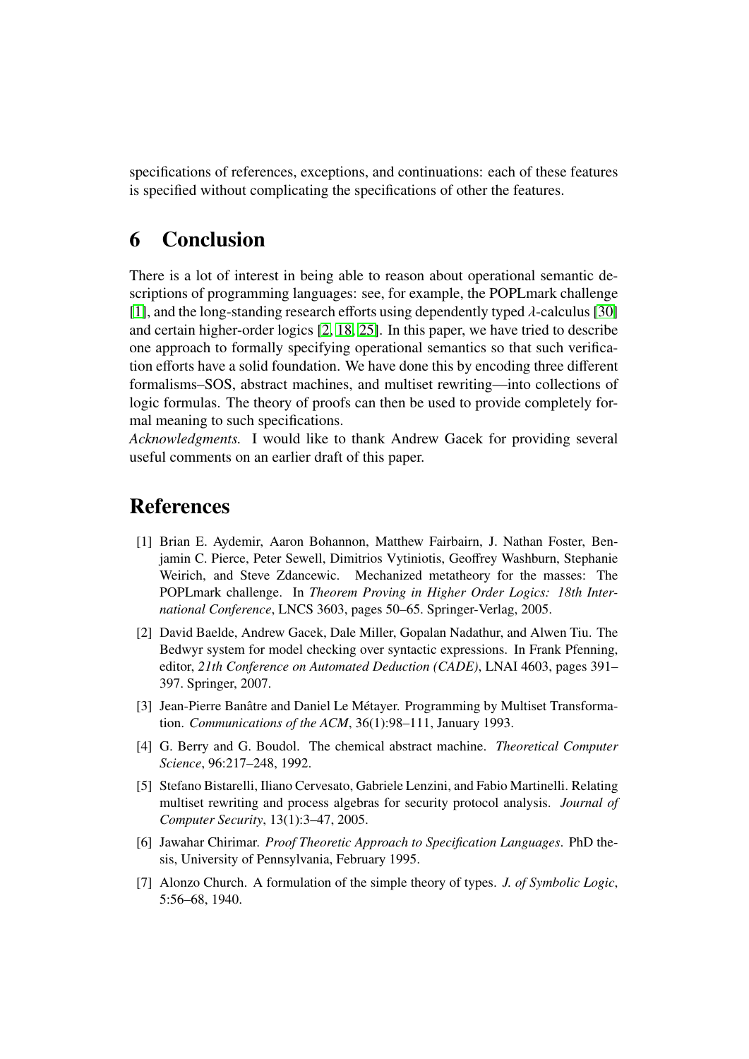specifications of references, exceptions, and continuations: each of these features is specified without complicating the specifications of other the features.

# 6 Conclusion

There is a lot of interest in being able to reason about operational semantic descriptions of programming languages: see, for example, the POPLmark challenge [1], and the long-standing research efforts using dependently typed $\lambda$-calculus [30] and certain higher-order logics [2, 18, 25]. In this paper, we have tried to describe one approach to formally specifying operational semantics so that such verification efforts have a solid foundation. We have done this by encoding three different formalisms–SOS, abstract machines, and multiset rewriting—into collections of logic formulas. The theory of proofs can then be used to provide completely formal meaning to such specifications.

*Acknowledgments.* I would like to thank Andrew Gacek for providing several useful comments on an earlier draft of this paper.

# References

[1] Brian E. Aydemir, Aaron Bohannon, Matthew Fairbairn, J. Nathan Foster, Benjamin C. Pierce, Peter Sewell, Dimitrios Vytiniotis, Geoffrey Washburn, Stephanie Weirich, and Steve Zdancewic. Mechanized metatheory for the masses: The POPLmark challenge. In *Theorem Proving in Higher Order Logics: 18th International Conference*, LNCS 3603, pages 50–65. Springer-Verlag, 2005.

[2] David Baelde, Andrew Gacek, Dale Miller, Gopalan Nadathur, and Alwen Tiu. The Bedwyr system for model checking over syntactic expressions. In Frank Pfenning, editor, *21th Conference on Automated Deduction (CADE)*, LNAI 4603, pages 391–397. Springer, 2007.

[3] Jean-Pierre Banâtre and Daniel Le Métayer. Programming by Multiset Transformation. *Communications of the ACM*, 36(1):98–111, January 1993.

[4] G. Berry and G. Boudol. The chemical abstract machine. *Theoretical Computer Science*, 96:217–248, 1992.

[5] Stefano Bistarelli, Iliano Cervesato, Gabriele Lenzini, and Fabio Martinelli. Relating multiset rewriting and process algebras for security protocol analysis. *Journal of Computer Security*, 13(1):3–47, 2005.

[6] Jawahar Chirimar. *Proof Theoretic Approach to Specification Languages*. PhD thesis, University of Pennsylvania, February 1995.

[7] Alonzo Church. A formulation of the simple theory of types. *J. of Symbolic Logic*, 5:56–68, 1940.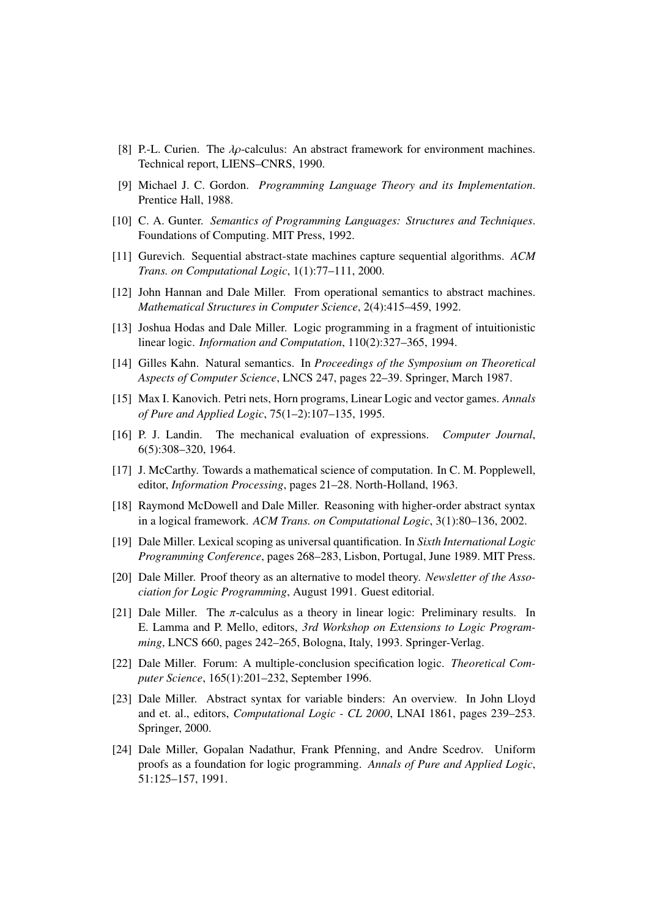[8] P.-L. Curien. The $\lambda\rho$-calculus: An abstract framework for environment machines. Technical report, LIENS–CNRS, 1990.

[9] Michael J. C. Gordon. *Programming Language Theory and its Implementation*. Prentice Hall, 1988.

[10] C. A. Gunter. *Semantics of Programming Languages: Structures and Techniques*. Foundations of Computing. MIT Press, 1992.

[11] Gurevich. Sequential abstract-state machines capture sequential algorithms. *ACM Trans. on Computational Logic*, 1(1):77–111, 2000.

[12] John Hannan and Dale Miller. From operational semantics to abstract machines. *Mathematical Structures in Computer Science*, 2(4):415–459, 1992.

[13] Joshua Hodas and Dale Miller. Logic programming in a fragment of intuitionistic linear logic. *Information and Computation*, 110(2):327–365, 1994.

[14] Gilles Kahn. Natural semantics. In *Proceedings of the Symposium on Theoretical Aspects of Computer Science*, LNCS 247, pages 22–39. Springer, March 1987.

[15] Max I. Kanovich. Petri nets, Horn programs, Linear Logic and vector games. *Annals of Pure and Applied Logic*, 75(1–2):107–135, 1995.

[16] P. J. Landin. The mechanical evaluation of expressions. *Computer Journal*, 6(5):308–320, 1964.

[17] J. McCarthy. Towards a mathematical science of computation. In C. M. Popplewell, editor, *Information Processing*, pages 21–28. North-Holland, 1963.

[18] Raymond McDowell and Dale Miller. Reasoning with higher-order abstract syntax in a logical framework. *ACM Trans. on Computational Logic*, 3(1):80–136, 2002.

[19] Dale Miller. Lexical scoping as universal quantification. In *Sixth International Logic Programming Conference*, pages 268–283, Lisbon, Portugal, June 1989. MIT Press.

[20] Dale Miller. Proof theory as an alternative to model theory. *Newsletter of the Association for Logic Programming*, August 1991. Guest editorial.

[21] Dale Miller. The $\pi$-calculus as a theory in linear logic: Preliminary results. In E. Lamma and P. Mello, editors, *3rd Workshop on Extensions to Logic Programming*, LNCS 660, pages 242–265, Bologna, Italy, 1993. Springer-Verlag.

[22] Dale Miller. Forum: A multiple-conclusion specification logic. *Theoretical Computer Science*, 165(1):201–232, September 1996.

[23] Dale Miller. Abstract syntax for variable binders: An overview. In John Lloyd and et. al., editors, *Computational Logic - CL 2000*, LNAI 1861, pages 239–253. Springer, 2000.

[24] Dale Miller, Gopalan Nadathur, Frank Pfenning, and Andre Scedrov. Uniform proofs as a foundation for logic programming. *Annals of Pure and Applied Logic*, 51:125–157, 1991.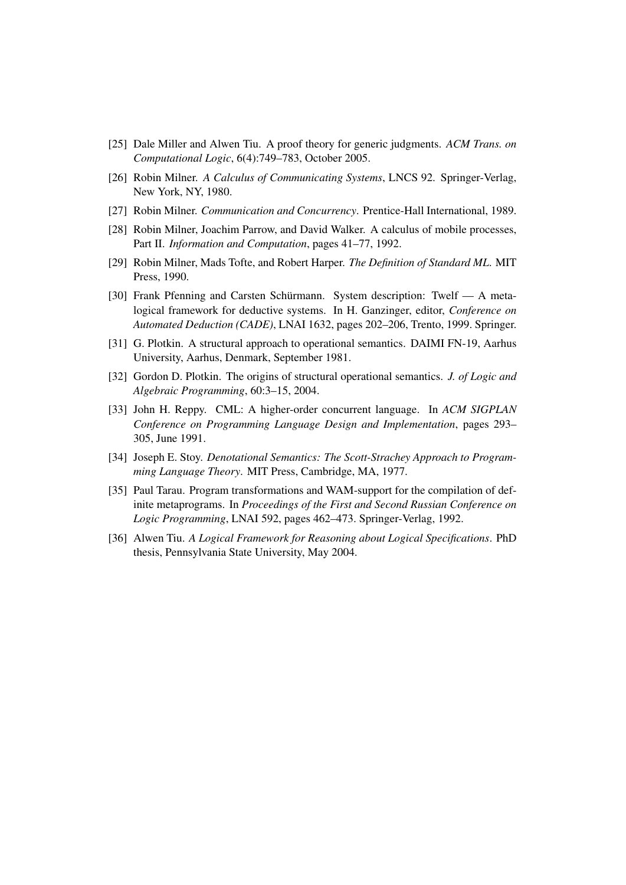[25] Dale Miller and Alwen Tiu. A proof theory for generic judgments. *ACM Trans. on Computational Logic*, 6(4):749–783, October 2005.

[26] Robin Milner. *A Calculus of Communicating Systems*, LNCS 92. Springer-Verlag, New York, NY, 1980.

[27] Robin Milner. *Communication and Concurrency*. Prentice-Hall International, 1989.

[28] Robin Milner, Joachim Parrow, and David Walker. A calculus of mobile processes, Part II. *Information and Computation*, pages 41–77, 1992.

[29] Robin Milner, Mads Tofte, and Robert Harper. *The Definition of Standard ML*. MIT Press, 1990.

[30] Frank Pfenning and Carsten Schürmann. System description: Twelf — A meta-logical framework for deductive systems. In H. Ganzinger, editor, *Conference on Automated Deduction (CADE)*, LNAI 1632, pages 202–206, Trento, 1999. Springer.

[31] G. Plotkin. A structural approach to operational semantics. DAIMI FN-19, Aarhus University, Aarhus, Denmark, September 1981.

[32] Gordon D. Plotkin. The origins of structural operational semantics. *J. of Logic and Algebraic Programming*, 60:3–15, 2004.

[33] John H. Reppy. CML: A higher-order concurrent language. In *ACM SIGPLAN Conference on Programming Language Design and Implementation*, pages 293–305, June 1991.

[34] Joseph E. Stoy. *Denotational Semantics: The Scott-Strachey Approach to Programming Language Theory*. MIT Press, Cambridge, MA, 1977.

[35] Paul Tarau. Program transformations and WAM-support for the compilation of definite metaprograms. In *Proceedings of the First and Second Russian Conference on Logic Programming*, LNAI 592, pages 462–473. Springer-Verlag, 1992.

[36] Alwen Tiu. *A Logical Framework for Reasoning about Logical Specifications*. PhD thesis, Pennsylvania State University, May 2004.